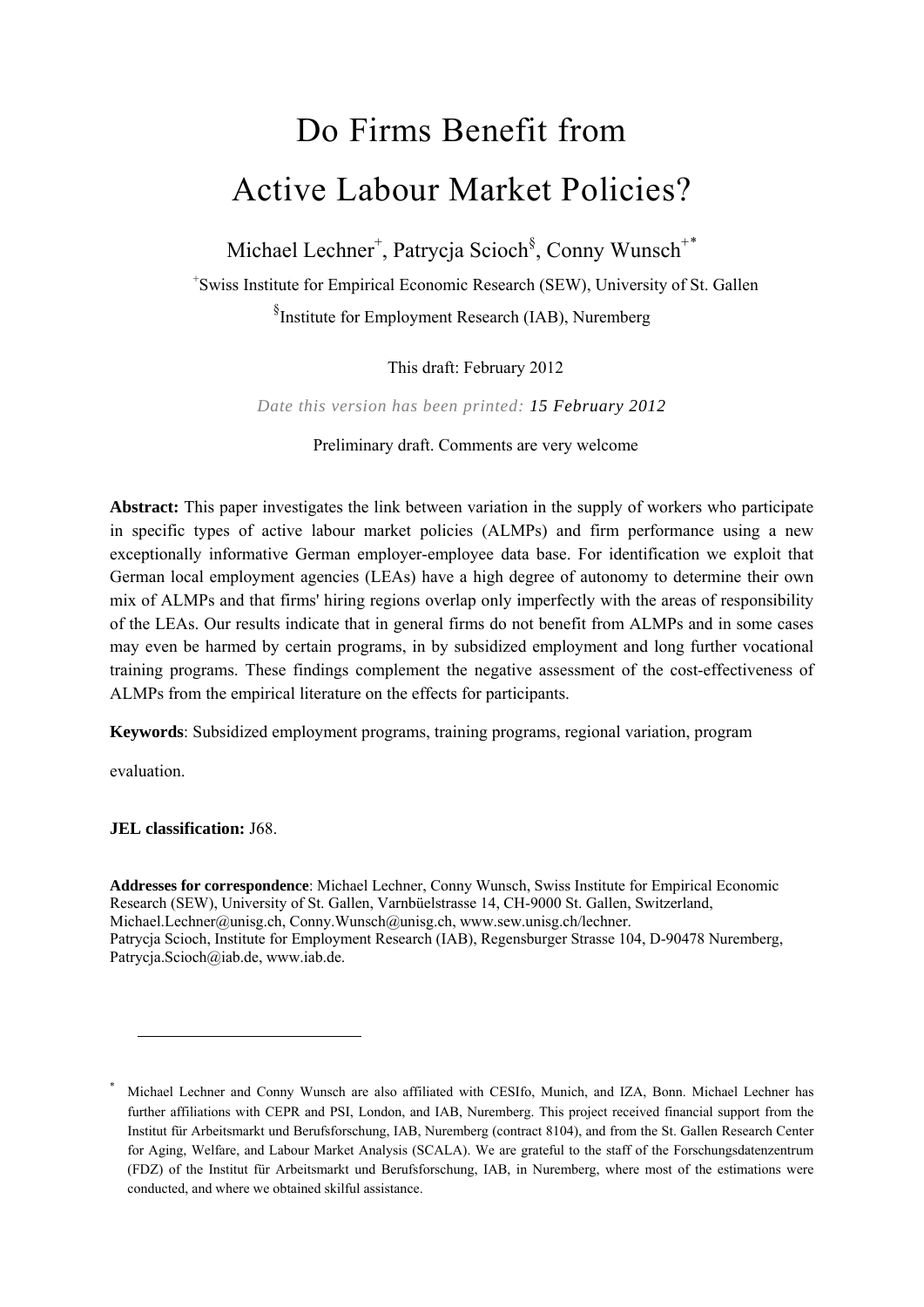# Do Firms Benefit from Active Labour Market Policies?

Michael Lechner[+], Patrycja Scioch[§], Conny Wunsch[+*]

[+]Swiss Institute for Empirical Economic Research (SEW), University of St. Gallen

[§]Institute for Employment Research (IAB), Nuremberg

This draft: February 2012

*Date this version has been printed: 15 February 2012*

Preliminary draft. Comments are very welcome

**Abstract:** This paper investigates the link between variation in the supply of workers who participate in specific types of active labour market policies (ALMPs) and firm performance using a new exceptionally informative German employer-employee data base. For identification we exploit that German local employment agencies (LEAs) have a high degree of autonomy to determine their own mix of ALMPs and that firms' hiring regions overlap only imperfectly with the areas of responsibility of the LEAs. Our results indicate that in general firms do not benefit from ALMPs and in some cases may even be harmed by certain programs, in by subsidized employment and long further vocational training programs. These findings complement the negative assessment of the cost-effectiveness of ALMPs from the empirical literature on the effects for participants.

**Keywords**: Subsidized employment programs, training programs, regional variation, program evaluation.

**JEL classification:** J68.

**Addresses for correspondence**: Michael Lechner, Conny Wunsch, Swiss Institute for Empirical Economic Research (SEW), University of St. Gallen, Varnbüelstrasse 14, CH-9000 St. Gallen, Switzerland, Michael.Lechner@unisg.ch, Conny.Wunsch@unisg.ch, www.sew.unisg.ch/lechner.
Patrycja Scioch, Institute for Employment Research (IAB), Regensburger Strasse 104, D-90478 Nuremberg, Patrycja.Scioch@iab.de, www.iab.de.

---

[*] Michael Lechner and Conny Wunsch are also affiliated with CESIfo, Munich, and IZA, Bonn. Michael Lechner has further affiliations with CEPR and PSI, London, and IAB, Nuremberg. This project received financial support from the Institut für Arbeitsmarkt und Berufsforschung, IAB, Nuremberg (contract 8104), and from the St. Gallen Research Center for Aging, Welfare, and Labour Market Analysis (SCALA). We are grateful to the staff of the Forschungsdatenzentrum (FDZ) of the Institut für Arbeitsmarkt und Berufsforschung, IAB, in Nuremberg, where most of the estimations were conducted, and where we obtained skilful assistance.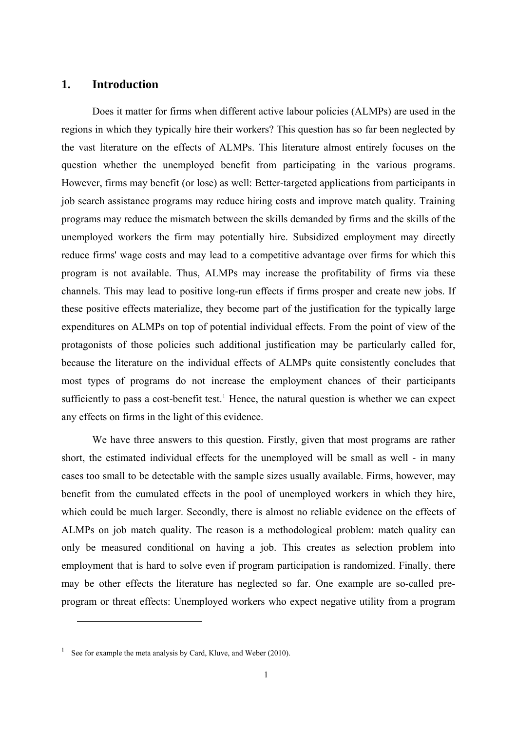# 1. Introduction

Does it matter for firms when different active labour policies (ALMPs) are used in the regions in which they typically hire their workers? This question has so far been neglected by the vast literature on the effects of ALMPs. This literature almost entirely focuses on the question whether the unemployed benefit from participating in the various programs. However, firms may benefit (or lose) as well: Better-targeted applications from participants in job search assistance programs may reduce hiring costs and improve match quality. Training programs may reduce the mismatch between the skills demanded by firms and the skills of the unemployed workers the firm may potentially hire. Subsidized employment may directly reduce firms' wage costs and may lead to a competitive advantage over firms for which this program is not available. Thus, ALMPs may increase the profitability of firms via these channels. This may lead to positive long-run effects if firms prosper and create new jobs. If these positive effects materialize, they become part of the justification for the typically large expenditures on ALMPs on top of potential individual effects. From the point of view of the protagonists of those policies such additional justification may be particularly called for, because the literature on the individual effects of ALMPs quite consistently concludes that most types of programs do not increase the employment chances of their participants sufficiently to pass a cost-benefit test.[1] Hence, the natural question is whether we can expect any effects on firms in the light of this evidence.

We have three answers to this question. Firstly, given that most programs are rather short, the estimated individual effects for the unemployed will be small as well - in many cases too small to be detectable with the sample sizes usually available. Firms, however, may benefit from the cumulated effects in the pool of unemployed workers in which they hire, which could be much larger. Secondly, there is almost no reliable evidence on the effects of ALMPs on job match quality. The reason is a methodological problem: match quality can only be measured conditional on having a job. This creates as selection problem into employment that is hard to solve even if program participation is randomized. Finally, there may be other effects the literature has neglected so far. One example are so-called pre-program or threat effects: Unemployed workers who expect negative utility from a program

[1] See for example the meta analysis by Card, Kluve, and Weber (2010).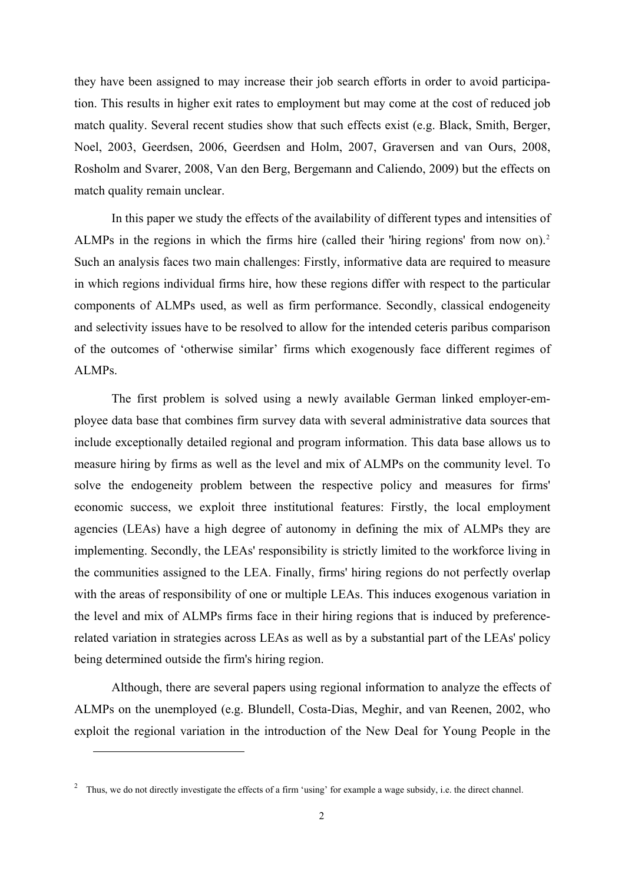they have been assigned to may increase their job search efforts in order to avoid participation. This results in higher exit rates to employment but may come at the cost of reduced job match quality. Several recent studies show that such effects exist (e.g. Black, Smith, Berger, Noel, 2003, Geerdsen, 2006, Geerdsen and Holm, 2007, Graversen and van Ours, 2008, Rosholm and Svarer, 2008, Van den Berg, Bergemann and Caliendo, 2009) but the effects on match quality remain unclear.

In this paper we study the effects of the availability of different types and intensities of ALMPs in the regions in which the firms hire (called their 'hiring regions' from now on).[2] Such an analysis faces two main challenges: Firstly, informative data are required to measure in which regions individual firms hire, how these regions differ with respect to the particular components of ALMPs used, as well as firm performance. Secondly, classical endogeneity and selectivity issues have to be resolved to allow for the intended ceteris paribus comparison of the outcomes of 'otherwise similar' firms which exogenously face different regimes of ALMPs.

The first problem is solved using a newly available German linked employer-employee data base that combines firm survey data with several administrative data sources that include exceptionally detailed regional and program information. This data base allows us to measure hiring by firms as well as the level and mix of ALMPs on the community level. To solve the endogeneity problem between the respective policy and measures for firms' economic success, we exploit three institutional features: Firstly, the local employment agencies (LEAs) have a high degree of autonomy in defining the mix of ALMPs they are implementing. Secondly, the LEAs' responsibility is strictly limited to the workforce living in the communities assigned to the LEA. Finally, firms' hiring regions do not perfectly overlap with the areas of responsibility of one or multiple LEAs. This induces exogenous variation in the level and mix of ALMPs firms face in their hiring regions that is induced by preference-related variation in strategies across LEAs as well as by a substantial part of the LEAs' policy being determined outside the firm's hiring region.

Although, there are several papers using regional information to analyze the effects of ALMPs on the unemployed (e.g. Blundell, Costa-Dias, Meghir, and van Reenen, 2002, who exploit the regional variation in the introduction of the New Deal for Young People in the

[2] Thus, we do not directly investigate the effects of a firm 'using' for example a wage subsidy, i.e. the direct channel.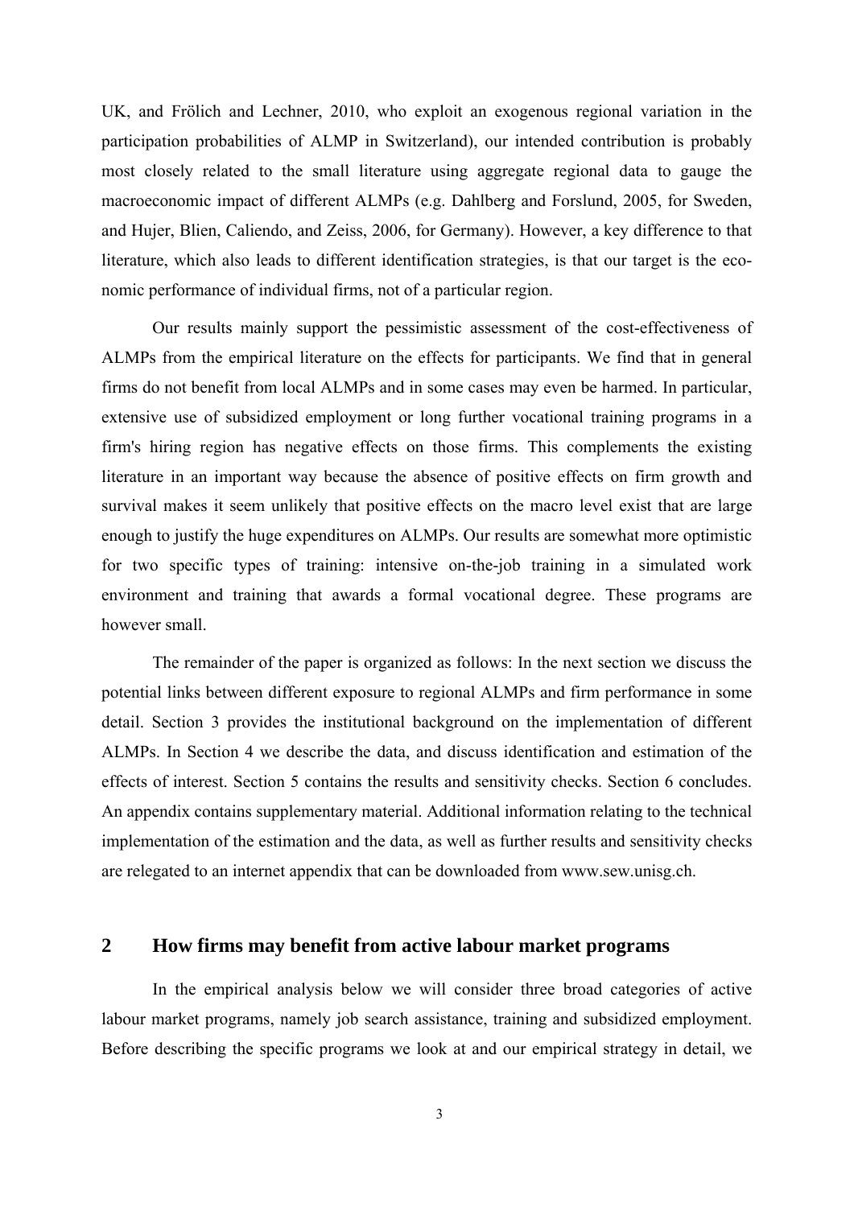UK, and Frölich and Lechner, 2010, who exploit an exogenous regional variation in the participation probabilities of ALMP in Switzerland), our intended contribution is probably most closely related to the small literature using aggregate regional data to gauge the macroeconomic impact of different ALMPs (e.g. Dahlberg and Forslund, 2005, for Sweden, and Hujer, Blien, Caliendo, and Zeiss, 2006, for Germany). However, a key difference to that literature, which also leads to different identification strategies, is that our target is the economic performance of individual firms, not of a particular region.

Our results mainly support the pessimistic assessment of the cost-effectiveness of ALMPs from the empirical literature on the effects for participants. We find that in general firms do not benefit from local ALMPs and in some cases may even be harmed. In particular, extensive use of subsidized employment or long further vocational training programs in a firm's hiring region has negative effects on those firms. This complements the existing literature in an important way because the absence of positive effects on firm growth and survival makes it seem unlikely that positive effects on the macro level exist that are large enough to justify the huge expenditures on ALMPs. Our results are somewhat more optimistic for two specific types of training: intensive on-the-job training in a simulated work environment and training that awards a formal vocational degree. These programs are however small.

The remainder of the paper is organized as follows: In the next section we discuss the potential links between different exposure to regional ALMPs and firm performance in some detail. Section 3 provides the institutional background on the implementation of different ALMPs. In Section 4 we describe the data, and discuss identification and estimation of the effects of interest. Section 5 contains the results and sensitivity checks. Section 6 concludes. An appendix contains supplementary material. Additional information relating to the technical implementation of the estimation and the data, as well as further results and sensitivity checks are relegated to an internet appendix that can be downloaded from www.sew.unisg.ch.

## 2 How firms may benefit from active labour market programs

In the empirical analysis below we will consider three broad categories of active labour market programs, namely job search assistance, training and subsidized employment. Before describing the specific programs we look at and our empirical strategy in detail, we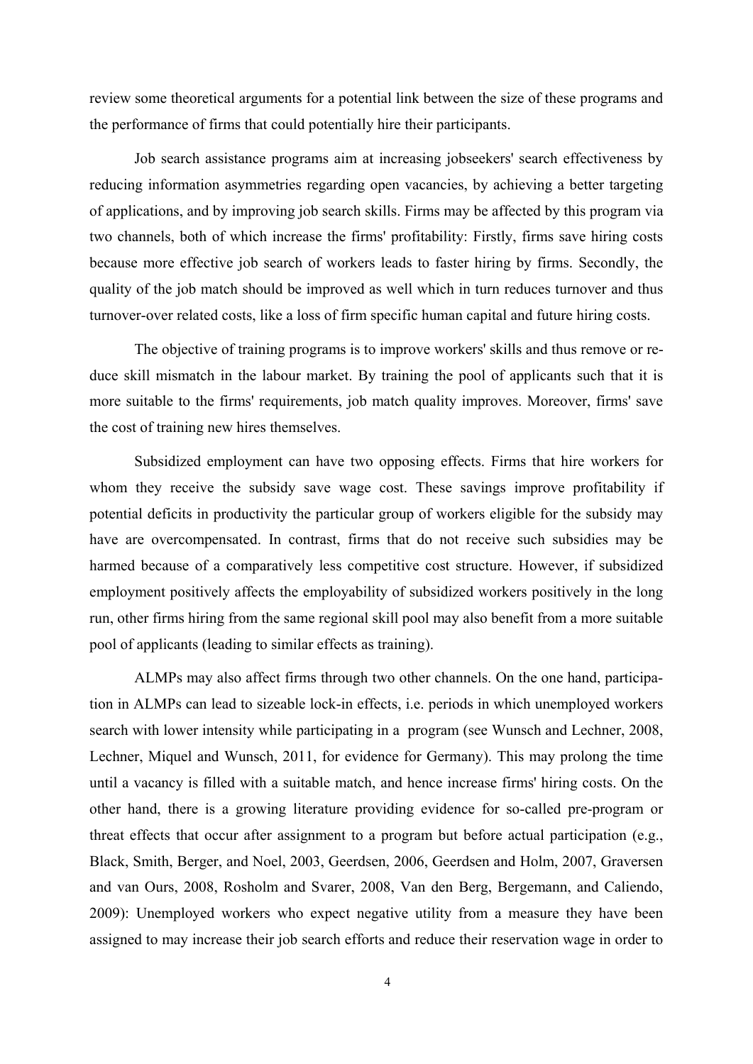review some theoretical arguments for a potential link between the size of these programs and the performance of firms that could potentially hire their participants.

Job search assistance programs aim at increasing jobseekers' search effectiveness by reducing information asymmetries regarding open vacancies, by achieving a better targeting of applications, and by improving job search skills. Firms may be affected by this program via two channels, both of which increase the firms' profitability: Firstly, firms save hiring costs because more effective job search of workers leads to faster hiring by firms. Secondly, the quality of the job match should be improved as well which in turn reduces turnover and thus turnover-over related costs, like a loss of firm specific human capital and future hiring costs.

The objective of training programs is to improve workers' skills and thus remove or reduce skill mismatch in the labour market. By training the pool of applicants such that it is more suitable to the firms' requirements, job match quality improves. Moreover, firms' save the cost of training new hires themselves.

Subsidized employment can have two opposing effects. Firms that hire workers for whom they receive the subsidy save wage cost. These savings improve profitability if potential deficits in productivity the particular group of workers eligible for the subsidy may have are overcompensated. In contrast, firms that do not receive such subsidies may be harmed because of a comparatively less competitive cost structure. However, if subsidized employment positively affects the employability of subsidized workers positively in the long run, other firms hiring from the same regional skill pool may also benefit from a more suitable pool of applicants (leading to similar effects as training).

ALMPs may also affect firms through two other channels. On the one hand, participation in ALMPs can lead to sizeable lock-in effects, i.e. periods in which unemployed workers search with lower intensity while participating in a program (see Wunsch and Lechner, 2008, Lechner, Miquel and Wunsch, 2011, for evidence for Germany). This may prolong the time until a vacancy is filled with a suitable match, and hence increase firms' hiring costs. On the other hand, there is a growing literature providing evidence for so-called pre-program or threat effects that occur after assignment to a program but before actual participation (e.g., Black, Smith, Berger, and Noel, 2003, Geerdsen, 2006, Geerdsen and Holm, 2007, Graversen and van Ours, 2008, Rosholm and Svarer, 2008, Van den Berg, Bergemann, and Caliendo, 2009): Unemployed workers who expect negative utility from a measure they have been assigned to may increase their job search efforts and reduce their reservation wage in order to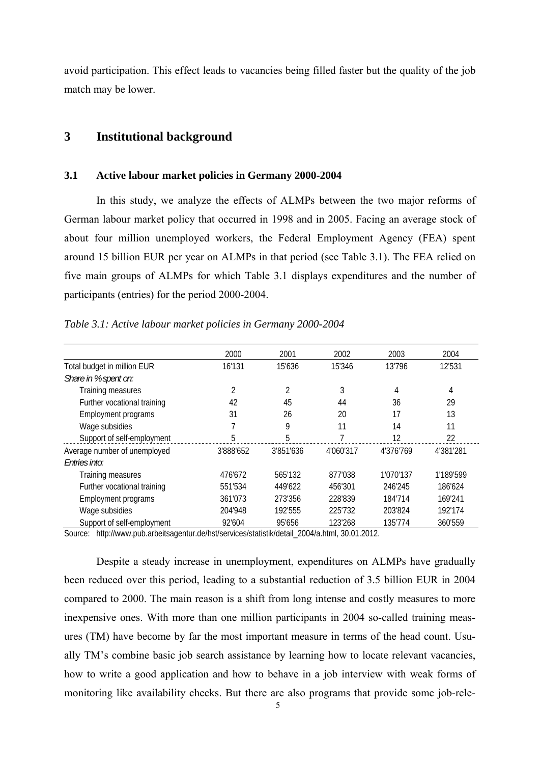avoid participation. This effect leads to vacancies being filled faster but the quality of the job match may be lower.

# 3 Institutional background

## 3.1 Active labour market policies in Germany 2000-2004

In this study, we analyze the effects of ALMPs between the two major reforms of German labour market policy that occurred in 1998 and in 2005. Facing an average stock of about four million unemployed workers, the Federal Employment Agency (FEA) spent around 15 billion EUR per year on ALMPs in that period (see Table 3.1). The FEA relied on five main groups of ALMPs for which Table 3.1 displays expenditures and the number of participants (entries) for the period 2000-2004.

*Table 3.1: Active labour market policies in Germany 2000-2004*

| | 2000 | 2001 | 2002 | 2003 | 2004 |
|---|---|---|---|---|---|
| Total budget in million EUR | 16'131 | 15'636 | 15'346 | 13'796 | 12'531 |
| *Share in % spent on:* | | | | | |
| Training measures | 2 | 2 | 3 | 4 | 4 |
| Further vocational training | 42 | 45 | 44 | 36 | 29 |
| Employment programs | 31 | 26 | 20 | 17 | 13 |
| Wage subsidies | 7 | 9 | 11 | 14 | 11 |
| Support of self-employment | 5 | 5 | 7 | 12 | 22 |
| Average number of unemployed | 3'888'652 | 3'851'636 | 4'060'317 | 4'376'769 | 4'381'281 |
| *Entries into:* | | | | | |
| Training measures | 476'672 | 565'132 | 877'038 | 1'070'137 | 1'189'599 |
| Further vocational training | 551'534 | 449'622 | 456'301 | 246'245 | 186'624 |
| Employment programs | 361'073 | 273'356 | 228'839 | 184'714 | 169'241 |
| Wage subsidies | 204'948 | 192'555 | 225'732 | 203'824 | 192'174 |
| Support of self-employment | 92'604 | 95'656 | 123'268 | 135'774 | 360'559 |

Source: http://www.pub.arbeitsagentur.de/hst/services/statistik/detail_2004/a.html, 30.01.2012.

Despite a steady increase in unemployment, expenditures on ALMPs have gradually been reduced over this period, leading to a substantial reduction of 3.5 billion EUR in 2004 compared to 2000. The main reason is a shift from long intense and costly measures to more inexpensive ones. With more than one million participants in 2004 so-called training measures (TM) have become by far the most important measure in terms of the head count. Usually TM's combine basic job search assistance by learning how to locate relevant vacancies, how to write a good application and how to behave in a job interview with weak forms of monitoring like availability checks. But there are also programs that provide some job-rele-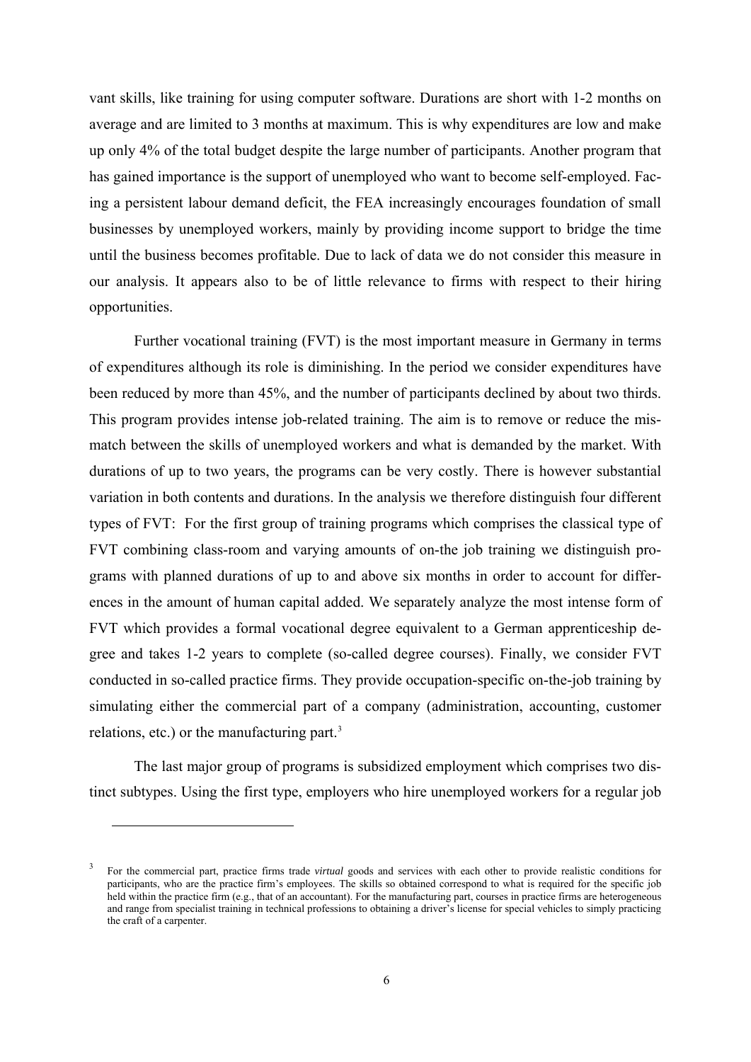vant skills, like training for using computer software. Durations are short with 1-2 months on average and are limited to 3 months at maximum. This is why expenditures are low and make up only 4% of the total budget despite the large number of participants. Another program that has gained importance is the support of unemployed who want to become self-employed. Facing a persistent labour demand deficit, the FEA increasingly encourages foundation of small businesses by unemployed workers, mainly by providing income support to bridge the time until the business becomes profitable. Due to lack of data we do not consider this measure in our analysis. It appears also to be of little relevance to firms with respect to their hiring opportunities.

Further vocational training (FVT) is the most important measure in Germany in terms of expenditures although its role is diminishing. In the period we consider expenditures have been reduced by more than 45%, and the number of participants declined by about two thirds. This program provides intense job-related training. The aim is to remove or reduce the mismatch between the skills of unemployed workers and what is demanded by the market. With durations of up to two years, the programs can be very costly. There is however substantial variation in both contents and durations. In the analysis we therefore distinguish four different types of FVT: For the first group of training programs which comprises the classical type of FVT combining class-room and varying amounts of on-the job training we distinguish programs with planned durations of up to and above six months in order to account for differences in the amount of human capital added. We separately analyze the most intense form of FVT which provides a formal vocational degree equivalent to a German apprenticeship degree and takes 1-2 years to complete (so-called degree courses). Finally, we consider FVT conducted in so-called practice firms. They provide occupation-specific on-the-job training by simulating either the commercial part of a company (administration, accounting, customer relations, etc.) or the manufacturing part.[3]

The last major group of programs is subsidized employment which comprises two distinct subtypes. Using the first type, employers who hire unemployed workers for a regular job

---

[3] For the commercial part, practice firms trade *virtual* goods and services with each other to provide realistic conditions for participants, who are the practice firm's employees. The skills so obtained correspond to what is required for the specific job held within the practice firm (e.g., that of an accountant). For the manufacturing part, courses in practice firms are heterogeneous and range from specialist training in technical professions to obtaining a driver's license for special vehicles to simply practicing the craft of a carpenter.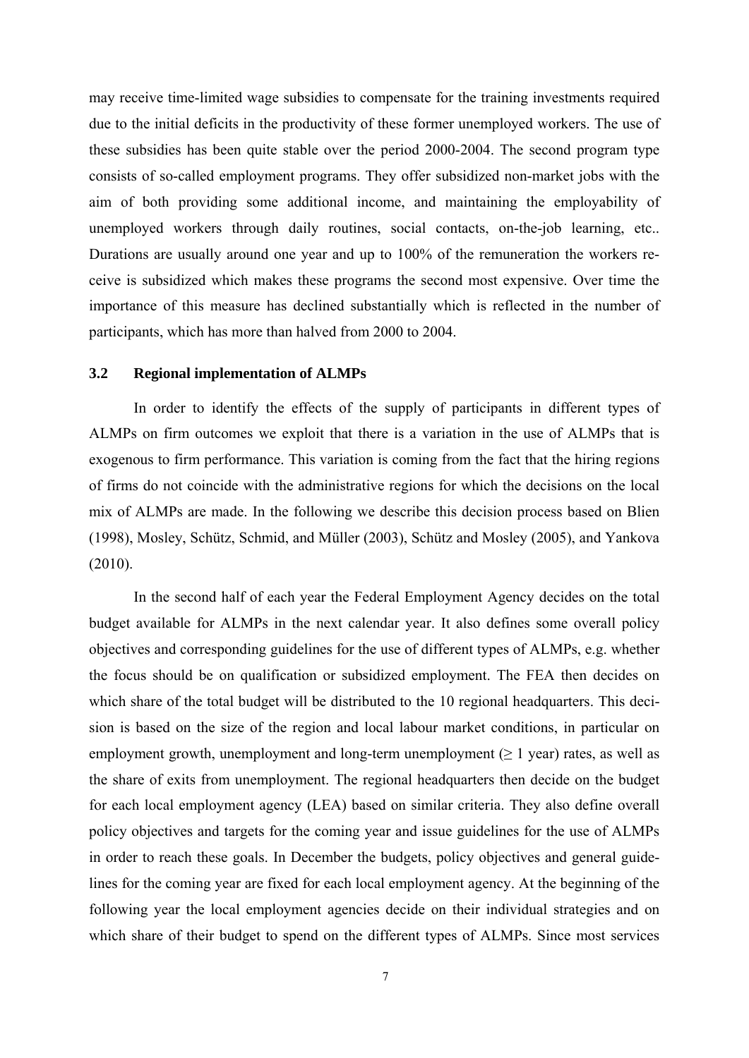may receive time-limited wage subsidies to compensate for the training investments required due to the initial deficits in the productivity of these former unemployed workers. The use of these subsidies has been quite stable over the period 2000-2004. The second program type consists of so-called employment programs. They offer subsidized non-market jobs with the aim of both providing some additional income, and maintaining the employability of unemployed workers through daily routines, social contacts, on-the-job learning, etc.. Durations are usually around one year and up to 100% of the remuneration the workers receive is subsidized which makes these programs the second most expensive. Over time the importance of this measure has declined substantially which is reflected in the number of participants, which has more than halved from 2000 to 2004.

### 3.2 Regional implementation of ALMPs

In order to identify the effects of the supply of participants in different types of ALMPs on firm outcomes we exploit that there is a variation in the use of ALMPs that is exogenous to firm performance. This variation is coming from the fact that the hiring regions of firms do not coincide with the administrative regions for which the decisions on the local mix of ALMPs are made. In the following we describe this decision process based on Blien (1998), Mosley, Schütz, Schmid, and Müller (2003), Schütz and Mosley (2005), and Yankova (2010).

In the second half of each year the Federal Employment Agency decides on the total budget available for ALMPs in the next calendar year. It also defines some overall policy objectives and corresponding guidelines for the use of different types of ALMPs, e.g. whether the focus should be on qualification or subsidized employment. The FEA then decides on which share of the total budget will be distributed to the 10 regional headquarters. This decision is based on the size of the region and local labour market conditions, in particular on employment growth, unemployment and long-term unemployment (≥ 1 year) rates, as well as the share of exits from unemployment. The regional headquarters then decide on the budget for each local employment agency (LEA) based on similar criteria. They also define overall policy objectives and targets for the coming year and issue guidelines for the use of ALMPs in order to reach these goals. In December the budgets, policy objectives and general guidelines for the coming year are fixed for each local employment agency. At the beginning of the following year the local employment agencies decide on their individual strategies and on which share of their budget to spend on the different types of ALMPs. Since most services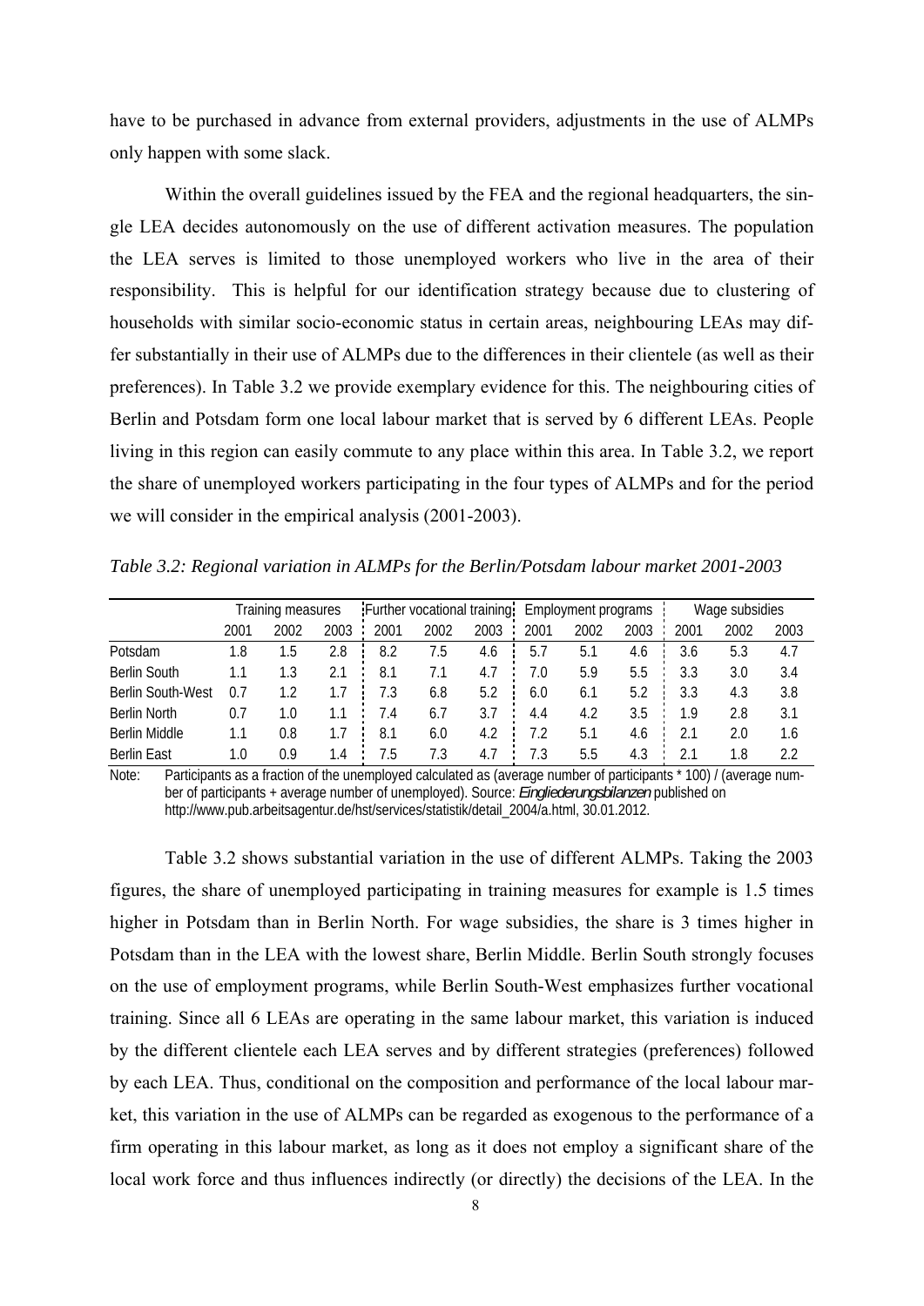have to be purchased in advance from external providers, adjustments in the use of ALMPs only happen with some slack.

Within the overall guidelines issued by the FEA and the regional headquarters, the single LEA decides autonomously on the use of different activation measures. The population the LEA serves is limited to those unemployed workers who live in the area of their responsibility. This is helpful for our identification strategy because due to clustering of households with similar socio-economic status in certain areas, neighbouring LEAs may differ substantially in their use of ALMPs due to the differences in their clientele (as well as their preferences). In Table 3.2 we provide exemplary evidence for this. The neighbouring cities of Berlin and Potsdam form one local labour market that is served by 6 different LEAs. People living in this region can easily commute to any place within this area. In Table 3.2, we report the share of unemployed workers participating in the four types of ALMPs and for the period we will consider in the empirical analysis (2001-2003).

*Table 3.2: Regional variation in ALMPs for the Berlin/Potsdam labour market 2001-2003*

| | Training measures | | | Further vocational training | | | Employment programs | | | Wage subsidies | | |
|---|---|---|---|---|---|---|---|---|---|---|---|---|
| | 2001 | 2002 | 2003 | 2001 | 2002 | 2003 | 2001 | 2002 | 2003 | 2001 | 2002 | 2003 |
| Potsdam | 1.8 | 1.5 | 2.8 | 8.2 | 7.5 | 4.6 | 5.7 | 5.1 | 4.6 | 3.6 | 5.3 | 4.7 |
| Berlin South | 1.1 | 1.3 | 2.1 | 8.1 | 7.1 | 4.7 | 7.0 | 5.9 | 5.5 | 3.3 | 3.0 | 3.4 |
| Berlin South-West | 0.7 | 1.2 | 1.7 | 7.3 | 6.8 | 5.2 | 6.0 | 6.1 | 5.2 | 3.3 | 4.3 | 3.8 |
| Berlin North | 0.7 | 1.0 | 1.1 | 7.4 | 6.7 | 3.7 | 4.4 | 4.2 | 3.5 | 1.9 | 2.8 | 3.1 |
| Berlin Middle | 1.1 | 0.8 | 1.7 | 8.1 | 6.0 | 4.2 | 7.2 | 5.1 | 4.6 | 2.1 | 2.0 | 1.6 |
| Berlin East | 1.0 | 0.9 | 1.4 | 7.5 | 7.3 | 4.7 | 7.3 | 5.5 | 4.3 | 2.1 | 1.8 | 2.2 |

Note: Participants as a fraction of the unemployed calculated as (average number of participants * 100) / (average number of participants + average number of unemployed). Source: *Eingliederungsbilanzen* published on http://www.pub.arbeitsagentur.de/hst/services/statistik/detail_2004/a.html, 30.01.2012.

Table 3.2 shows substantial variation in the use of different ALMPs. Taking the 2003 figures, the share of unemployed participating in training measures for example is 1.5 times higher in Potsdam than in Berlin North. For wage subsidies, the share is 3 times higher in Potsdam than in the LEA with the lowest share, Berlin Middle. Berlin South strongly focuses on the use of employment programs, while Berlin South-West emphasizes further vocational training. Since all 6 LEAs are operating in the same labour market, this variation is induced by the different clientele each LEA serves and by different strategies (preferences) followed by each LEA. Thus, conditional on the composition and performance of the local labour market, this variation in the use of ALMPs can be regarded as exogenous to the performance of a firm operating in this labour market, as long as it does not employ a significant share of the local work force and thus influences indirectly (or directly) the decisions of the LEA. In the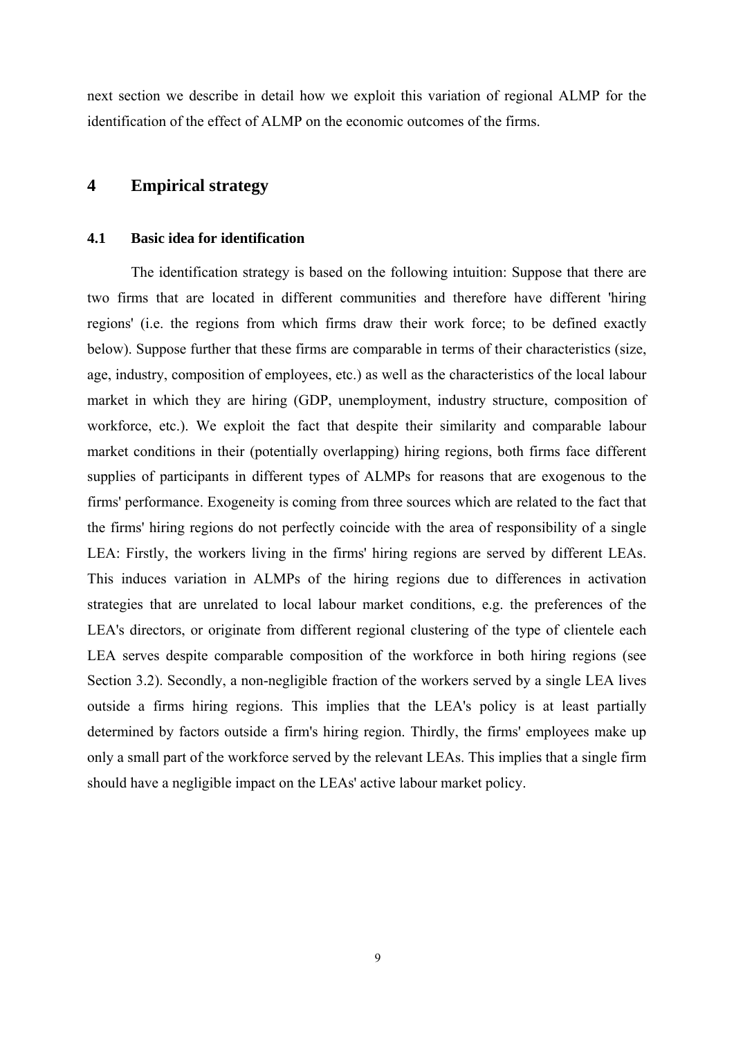next section we describe in detail how we exploit this variation of regional ALMP for the identification of the effect of ALMP on the economic outcomes of the firms.

# 4 Empirical strategy

## 4.1 Basic idea for identification

The identification strategy is based on the following intuition: Suppose that there are two firms that are located in different communities and therefore have different 'hiring regions' (i.e. the regions from which firms draw their work force; to be defined exactly below). Suppose further that these firms are comparable in terms of their characteristics (size, age, industry, composition of employees, etc.) as well as the characteristics of the local labour market in which they are hiring (GDP, unemployment, industry structure, composition of workforce, etc.). We exploit the fact that despite their similarity and comparable labour market conditions in their (potentially overlapping) hiring regions, both firms face different supplies of participants in different types of ALMPs for reasons that are exogenous to the firms' performance. Exogeneity is coming from three sources which are related to the fact that the firms' hiring regions do not perfectly coincide with the area of responsibility of a single LEA: Firstly, the workers living in the firms' hiring regions are served by different LEAs. This induces variation in ALMPs of the hiring regions due to differences in activation strategies that are unrelated to local labour market conditions, e.g. the preferences of the LEA's directors, or originate from different regional clustering of the type of clientele each LEA serves despite comparable composition of the workforce in both hiring regions (see Section 3.2). Secondly, a non-negligible fraction of the workers served by a single LEA lives outside a firms hiring regions. This implies that the LEA's policy is at least partially determined by factors outside a firm's hiring region. Thirdly, the firms' employees make up only a small part of the workforce served by the relevant LEAs. This implies that a single firm should have a negligible impact on the LEAs' active labour market policy.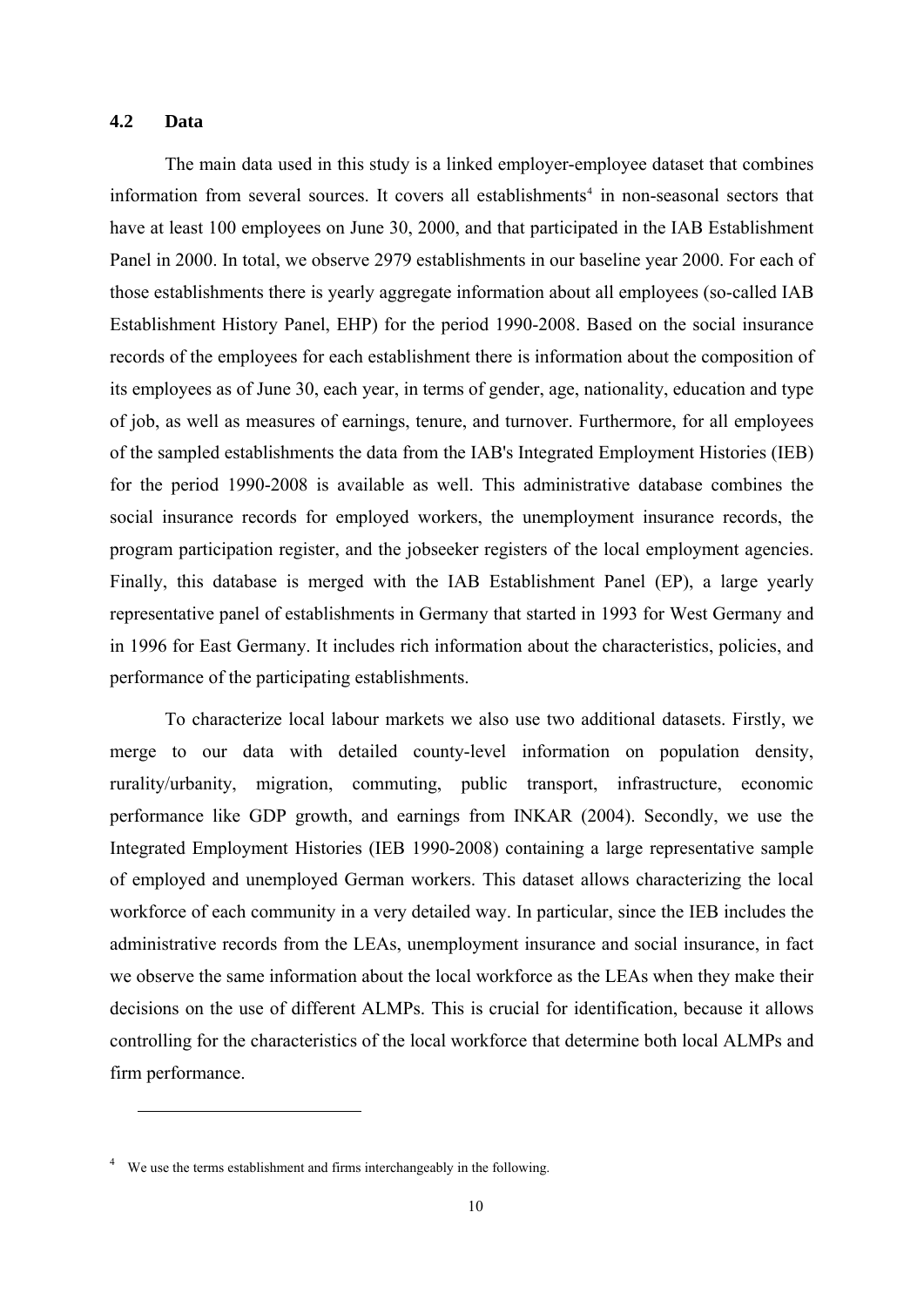## 4.2 Data

The main data used in this study is a linked employer-employee dataset that combines information from several sources. It covers all establishments[4] in non-seasonal sectors that have at least 100 employees on June 30, 2000, and that participated in the IAB Establishment Panel in 2000. In total, we observe 2979 establishments in our baseline year 2000. For each of those establishments there is yearly aggregate information about all employees (so-called IAB Establishment History Panel, EHP) for the period 1990-2008. Based on the social insurance records of the employees for each establishment there is information about the composition of its employees as of June 30, each year, in terms of gender, age, nationality, education and type of job, as well as measures of earnings, tenure, and turnover. Furthermore, for all employees of the sampled establishments the data from the IAB's Integrated Employment Histories (IEB) for the period 1990-2008 is available as well. This administrative database combines the social insurance records for employed workers, the unemployment insurance records, the program participation register, and the jobseeker registers of the local employment agencies. Finally, this database is merged with the IAB Establishment Panel (EP), a large yearly representative panel of establishments in Germany that started in 1993 for West Germany and in 1996 for East Germany. It includes rich information about the characteristics, policies, and performance of the participating establishments.

To characterize local labour markets we also use two additional datasets. Firstly, we merge to our data with detailed county-level information on population density, rurality/urbanity, migration, commuting, public transport, infrastructure, economic performance like GDP growth, and earnings from INKAR (2004). Secondly, we use the Integrated Employment Histories (IEB 1990-2008) containing a large representative sample of employed and unemployed German workers. This dataset allows characterizing the local workforce of each community in a very detailed way. In particular, since the IEB includes the administrative records from the LEAs, unemployment insurance and social insurance, in fact we observe the same information about the local workforce as the LEAs when they make their decisions on the use of different ALMPs. This is crucial for identification, because it allows controlling for the characteristics of the local workforce that determine both local ALMPs and firm performance.

[4] We use the terms establishment and firms interchangeably in the following.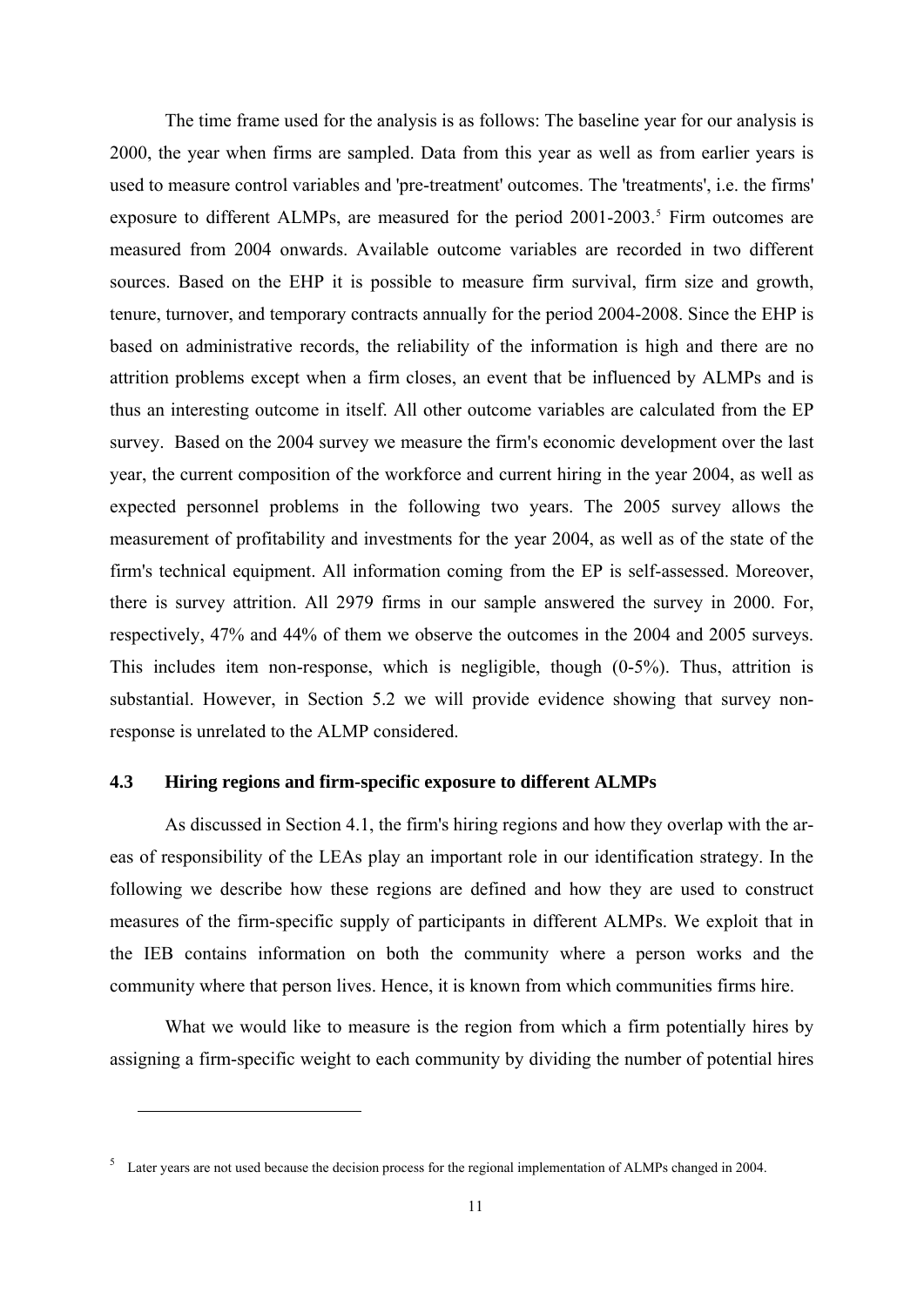The time frame used for the analysis is as follows: The baseline year for our analysis is 2000, the year when firms are sampled. Data from this year as well as from earlier years is used to measure control variables and 'pre-treatment' outcomes. The 'treatments', i.e. the firms' exposure to different ALMPs, are measured for the period 2001-2003.[5] Firm outcomes are measured from 2004 onwards. Available outcome variables are recorded in two different sources. Based on the EHP it is possible to measure firm survival, firm size and growth, tenure, turnover, and temporary contracts annually for the period 2004-2008. Since the EHP is based on administrative records, the reliability of the information is high and there are no attrition problems except when a firm closes, an event that be influenced by ALMPs and is thus an interesting outcome in itself. All other outcome variables are calculated from the EP survey. Based on the 2004 survey we measure the firm's economic development over the last year, the current composition of the workforce and current hiring in the year 2004, as well as expected personnel problems in the following two years. The 2005 survey allows the measurement of profitability and investments for the year 2004, as well as of the state of the firm's technical equipment. All information coming from the EP is self-assessed. Moreover, there is survey attrition. All 2979 firms in our sample answered the survey in 2000. For, respectively, 47% and 44% of them we observe the outcomes in the 2004 and 2005 surveys. This includes item non-response, which is negligible, though (0-5%). Thus, attrition is substantial. However, in Section 5.2 we will provide evidence showing that survey non-response is unrelated to the ALMP considered.

### 4.3 Hiring regions and firm-specific exposure to different ALMPs

As discussed in Section 4.1, the firm's hiring regions and how they overlap with the areas of responsibility of the LEAs play an important role in our identification strategy. In the following we describe how these regions are defined and how they are used to construct measures of the firm-specific supply of participants in different ALMPs. We exploit that in the IEB contains information on both the community where a person works and the community where that person lives. Hence, it is known from which communities firms hire.

What we would like to measure is the region from which a firm potentially hires by assigning a firm-specific weight to each community by dividing the number of potential hires

---

[5] Later years are not used because the decision process for the regional implementation of ALMPs changed in 2004.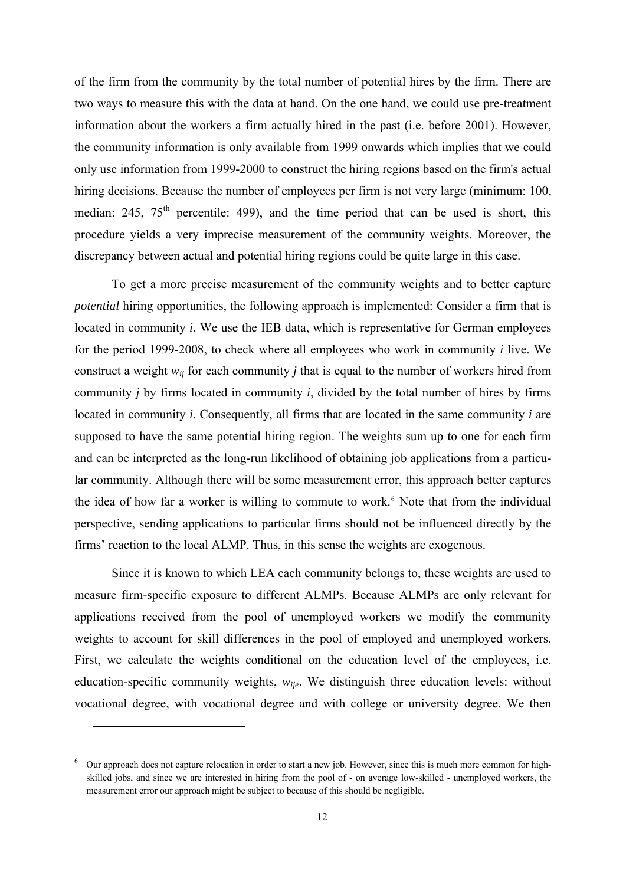of the firm from the community by the total number of potential hires by the firm. There are two ways to measure this with the data at hand. On the one hand, we could use pre-treatment information about the workers a firm actually hired in the past (i.e. before 2001). However, the community information is only available from 1999 onwards which implies that we could only use information from 1999-2000 to construct the hiring regions based on the firm's actual hiring decisions. Because the number of employees per firm is not very large (minimum: 100, median: 245, 75th percentile: 499), and the time period that can be used is short, this procedure yields a very imprecise measurement of the community weights. Moreover, the discrepancy between actual and potential hiring regions could be quite large in this case.

To get a more precise measurement of the community weights and to better capture *potential* hiring opportunities, the following approach is implemented: Consider a firm that is located in community $i$. We use the IEB data, which is representative for German employees for the period 1999-2008, to check where all employees who work in community $i$ live. We construct a weight $w_{ij}$ for each community $j$ that is equal to the number of workers hired from community $j$ by firms located in community $i$, divided by the total number of hires by firms located in community $i$. Consequently, all firms that are located in the same community $i$ are supposed to have the same potential hiring region. The weights sum up to one for each firm and can be interpreted as the long-run likelihood of obtaining job applications from a particular community. Although there will be some measurement error, this approach better captures the idea of how far a worker is willing to commute to work.[6] Note that from the individual perspective, sending applications to particular firms should not be influenced directly by the firms' reaction to the local ALMP. Thus, in this sense the weights are exogenous.

Since it is known to which LEA each community belongs to, these weights are used to measure firm-specific exposure to different ALMPs. Because ALMPs are only relevant for applications received from the pool of unemployed workers we modify the community weights to account for skill differences in the pool of employed and unemployed workers. First, we calculate the weights conditional on the education level of the employees, i.e. education-specific community weights, $w_{ije}$. We distinguish three education levels: without vocational degree, with vocational degree and with college or university degree. We then

---

[6] Our approach does not capture relocation in order to start a new job. However, since this is much more common for high-skilled jobs, and since we are interested in hiring from the pool of - on average low-skilled - unemployed workers, the measurement error our approach might be subject to because of this should be negligible.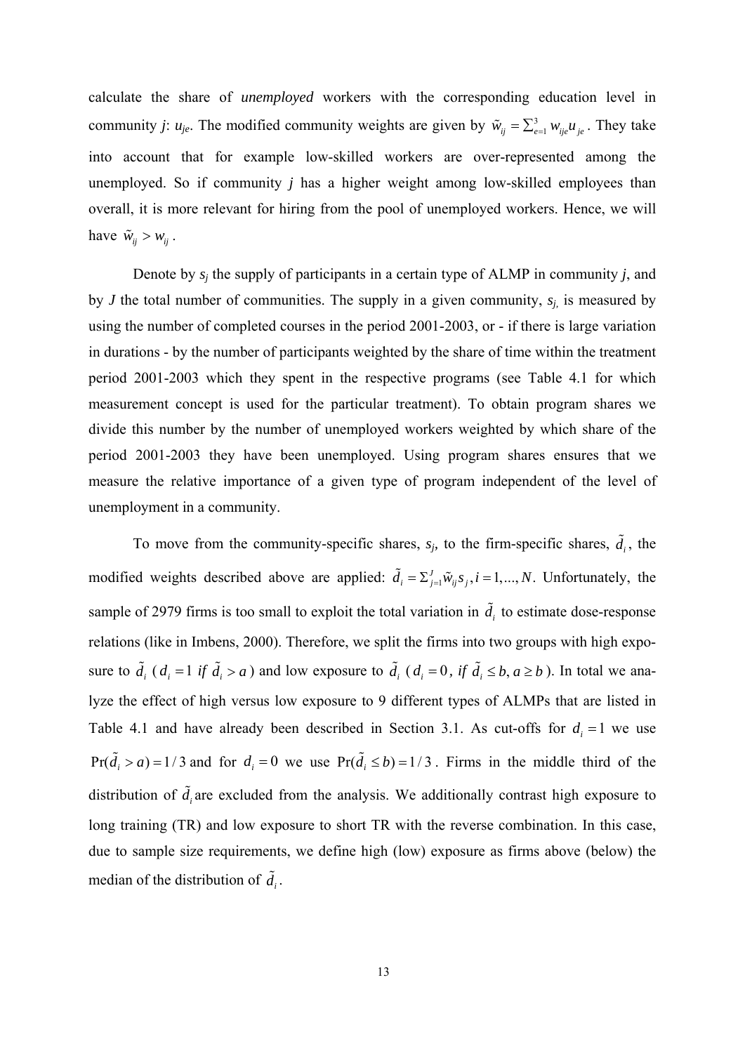calculate the share of *unemployed* workers with the corresponding education level in community *j*: $u_{je}$. The modified community weights are given by $\tilde{w}_{ij} = \sum_{e=1}^{3} w_{ije} u_{je}$. They take into account that for example low-skilled workers are over-represented among the unemployed. So if community *j* has a higher weight among low-skilled employees than overall, it is more relevant for hiring from the pool of unemployed workers. Hence, we will have $\tilde{w}_{ij} > w_{ij}$.

Denote by $s_j$ the supply of participants in a certain type of ALMP in community *j*, and by *J* the total number of communities. The supply in a given community, $s_j$, is measured by using the number of completed courses in the period 2001-2003, or - if there is large variation in durations - by the number of participants weighted by the share of time within the treatment period 2001-2003 which they spent in the respective programs (see Table 4.1 for which measurement concept is used for the particular treatment). To obtain program shares we divide this number by the number of unemployed workers weighted by which share of the period 2001-2003 they have been unemployed. Using program shares ensures that we measure the relative importance of a given type of program independent of the level of unemployment in a community.

To move from the community-specific shares, $s_j$, to the firm-specific shares, $\tilde{d}_i$, the modified weights described above are applied: $\tilde{d}_i = \Sigma_{j=1}^{J} \tilde{w}_{ij} s_j, i = 1,..., N$. Unfortunately, the sample of 2979 firms is too small to exploit the total variation in $\tilde{d}_i$ to estimate dose-response relations (like in Imbens, 2000). Therefore, we split the firms into two groups with high exposure to $\tilde{d}_i$ ($d_i = 1$ *if* $\tilde{d}_i > a$) and low exposure to $\tilde{d}_i$ ($d_i = 0$, *if* $\tilde{d}_i \le b, a \ge b$). In total we analyze the effect of high versus low exposure to 9 different types of ALMPs that are listed in Table 4.1 and have already been described in Section 3.1. As cut-offs for $d_i = 1$ we use $\Pr(\tilde{d}_i > a) = 1/3$ and for $d_i = 0$ we use $\Pr(\tilde{d}_i \le b) = 1/3$. Firms in the middle third of the distribution of $\tilde{d}_i$ are excluded from the analysis. We additionally contrast high exposure to long training (TR) and low exposure to short TR with the reverse combination. In this case, due to sample size requirements, we define high (low) exposure as firms above (below) the median of the distribution of $\tilde{d}_i$.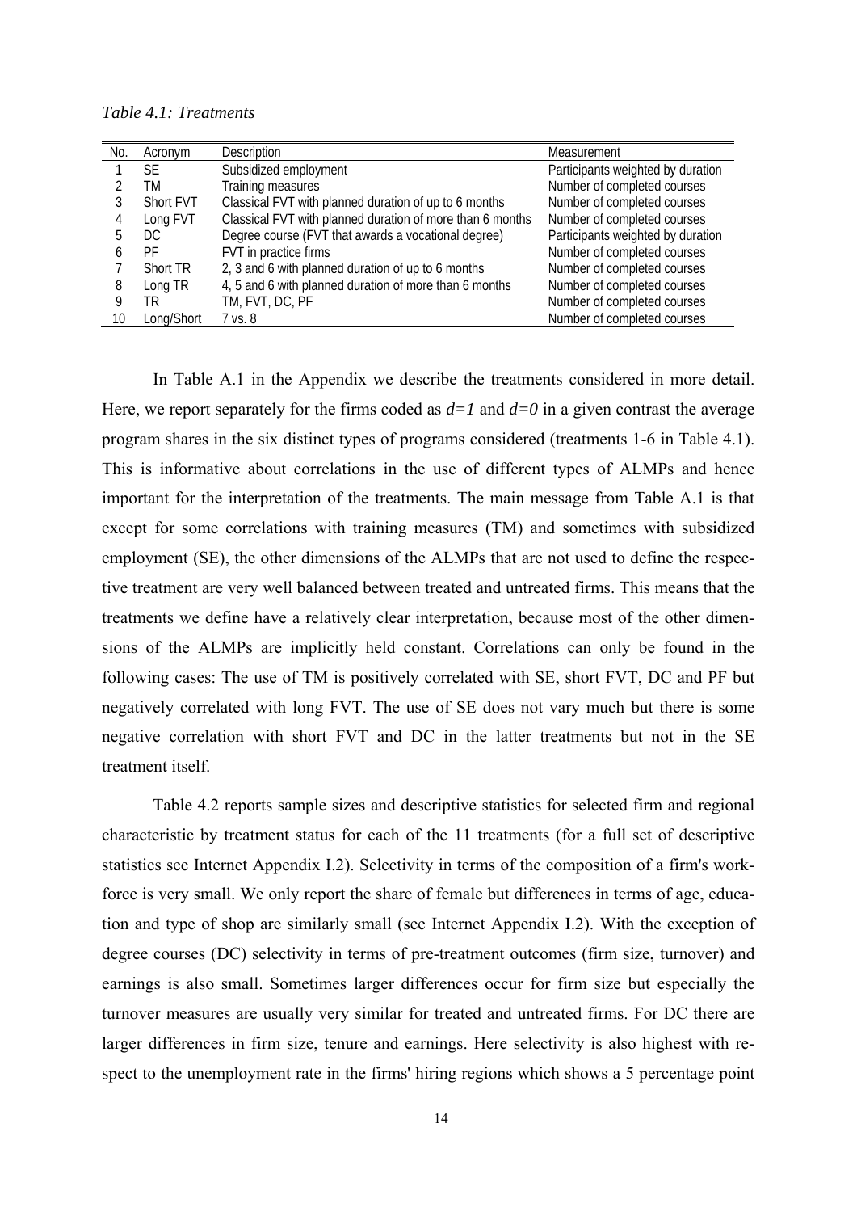*Table 4.1: Treatments*

| No. | Acronym | Description | Measurement |
|---|---|---|---|
| 1 | SE | Subsidized employment | Participants weighted by duration |
| 2 | TM | Training measures | Number of completed courses |
| 3 | Short FVT | Classical FVT with planned duration of up to 6 months | Number of completed courses |
| 4 | Long FVT | Classical FVT with planned duration of more than 6 months | Number of completed courses |
| 5 | DC | Degree course (FVT that awards a vocational degree) | Participants weighted by duration |
| 6 | PF | FVT in practice firms | Number of completed courses |
| 7 | Short TR | 2, 3 and 6 with planned duration of up to 6 months | Number of completed courses |
| 8 | Long TR | 4, 5 and 6 with planned duration of more than 6 months | Number of completed courses |
| 9 | TR | TM, FVT, DC, PF | Number of completed courses |
| 10 | Long/Short | 7 vs. 8 | Number of completed courses |

In Table A.1 in the Appendix we describe the treatments considered in more detail. Here, we report separately for the firms coded as $d=1$ and $d=0$ in a given contrast the average program shares in the six distinct types of programs considered (treatments 1-6 in Table 4.1). This is informative about correlations in the use of different types of ALMPs and hence important for the interpretation of the treatments. The main message from Table A.1 is that except for some correlations with training measures (TM) and sometimes with subsidized employment (SE), the other dimensions of the ALMPs that are not used to define the respective treatment are very well balanced between treated and untreated firms. This means that the treatments we define have a relatively clear interpretation, because most of the other dimensions of the ALMPs are implicitly held constant. Correlations can only be found in the following cases: The use of TM is positively correlated with SE, short FVT, DC and PF but negatively correlated with long FVT. The use of SE does not vary much but there is some negative correlation with short FVT and DC in the latter treatments but not in the SE treatment itself.

Table 4.2 reports sample sizes and descriptive statistics for selected firm and regional characteristic by treatment status for each of the 11 treatments (for a full set of descriptive statistics see Internet Appendix I.2). Selectivity in terms of the composition of a firm's workforce is very small. We only report the share of female but differences in terms of age, education and type of shop are similarly small (see Internet Appendix I.2). With the exception of degree courses (DC) selectivity in terms of pre-treatment outcomes (firm size, turnover) and earnings is also small. Sometimes larger differences occur for firm size but especially the turnover measures are usually very similar for treated and untreated firms. For DC there are larger differences in firm size, tenure and earnings. Here selectivity is also highest with respect to the unemployment rate in the firms' hiring regions which shows a 5 percentage point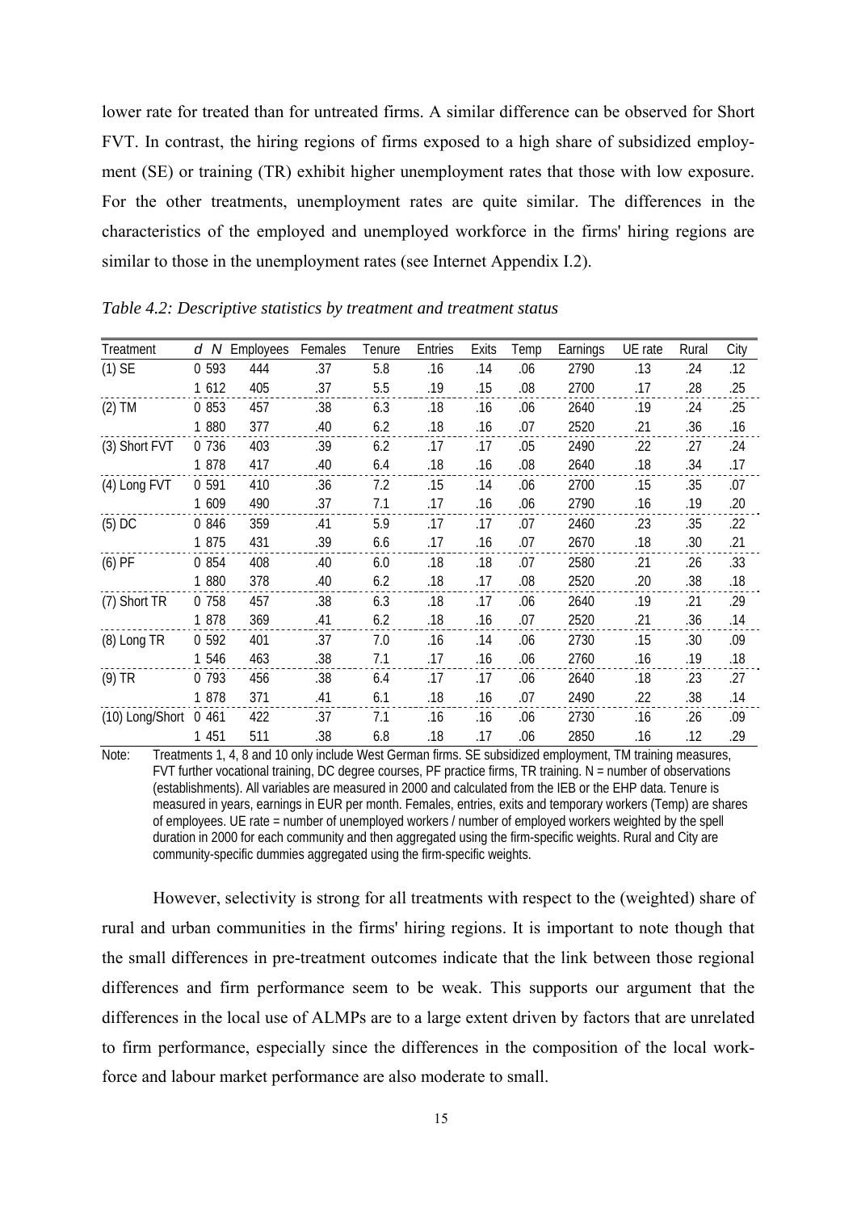lower rate for treated than for untreated firms. A similar difference can be observed for Short FVT. In contrast, the hiring regions of firms exposed to a high share of subsidized employment (SE) or training (TR) exhibit higher unemployment rates that those with low exposure. For the other treatments, unemployment rates are quite similar. The differences in the characteristics of the employed and unemployed workforce in the firms' hiring regions are similar to those in the unemployment rates (see Internet Appendix I.2).

*Table 4.2: Descriptive statistics by treatment and treatment status*

| Treatment | *d* | *N* | Employees | Females | Tenure | Entries | Exits | Temp | Earnings | UE rate | Rural | City |
|---|---|---|---|---|---|---|---|---|---|---|---|---|
| (1) SE | 0 | 593 | 444 | .37 | 5.8 | .16 | .14 | .06 | 2790 | .13 | .24 | .12 |
| | 1 | 612 | 405 | .37 | 5.5 | .19 | .15 | .08 | 2700 | .17 | .28 | .25 |
| (2) TM | 0 | 853 | 457 | .38 | 6.3 | .18 | .16 | .06 | 2640 | .19 | .24 | .25 |
| | 1 | 880 | 377 | .40 | 6.2 | .18 | .16 | .07 | 2520 | .21 | .36 | .16 |
| (3) Short FVT | 0 | 736 | 403 | .39 | 6.2 | .17 | .17 | .05 | 2490 | .22 | .27 | .24 |
| | 1 | 878 | 417 | .40 | 6.4 | .18 | .16 | .08 | 2640 | .18 | .34 | .17 |
| (4) Long FVT | 0 | 591 | 410 | .36 | 7.2 | .15 | .14 | .06 | 2700 | .15 | .35 | .07 |
| | 1 | 609 | 490 | .37 | 7.1 | .17 | .16 | .06 | 2790 | .16 | .19 | .20 |
| (5) DC | 0 | 846 | 359 | .41 | 5.9 | .17 | .17 | .07 | 2460 | .23 | .35 | .22 |
| | 1 | 875 | 431 | .39 | 6.6 | .17 | .16 | .07 | 2670 | .18 | .30 | .21 |
| (6) PF | 0 | 854 | 408 | .40 | 6.0 | .18 | .18 | .07 | 2580 | .21 | .26 | .33 |
| | 1 | 880 | 378 | .40 | 6.2 | .18 | .17 | .08 | 2520 | .20 | .38 | .18 |
| (7) Short TR | 0 | 758 | 457 | .38 | 6.3 | .18 | .17 | .06 | 2640 | .19 | .21 | .29 |
| | 1 | 878 | 369 | .41 | 6.2 | .18 | .16 | .07 | 2520 | .21 | .36 | .14 |
| (8) Long TR | 0 | 592 | 401 | .37 | 7.0 | .16 | .14 | .06 | 2730 | .15 | .30 | .09 |
| | 1 | 546 | 463 | .38 | 7.1 | .17 | .16 | .06 | 2760 | .16 | .19 | .18 |
| (9) TR | 0 | 793 | 456 | .38 | 6.4 | .17 | .17 | .06 | 2640 | .18 | .23 | .27 |
| | 1 | 878 | 371 | .41 | 6.1 | .18 | .16 | .07 | 2490 | .22 | .38 | .14 |
| (10) Long/Short | 0 | 461 | 422 | .37 | 7.1 | .16 | .16 | .06 | 2730 | .16 | .26 | .09 |
| | 1 | 451 | 511 | .38 | 6.8 | .18 | .17 | .06 | 2850 | .16 | .12 | .29 |

Note: Treatments 1, 4, 8 and 10 only include West German firms. SE subsidized employment, TM training measures, FVT further vocational training, DC degree courses, PF practice firms, TR training. N = number of observations (establishments). All variables are measured in 2000 and calculated from the IEB or the EHP data. Tenure is measured in years, earnings in EUR per month. Females, entries, exits and temporary workers (Temp) are shares of employees. UE rate = number of unemployed workers / number of employed workers weighted by the spell duration in 2000 for each community and then aggregated using the firm-specific weights. Rural and City are community-specific dummies aggregated using the firm-specific weights.

However, selectivity is strong for all treatments with respect to the (weighted) share of rural and urban communities in the firms' hiring regions. It is important to note though that the small differences in pre-treatment outcomes indicate that the link between those regional differences and firm performance seem to be weak. This supports our argument that the differences in the local use of ALMPs are to a large extent driven by factors that are unrelated to firm performance, especially since the differences in the composition of the local workforce and labour market performance are also moderate to small.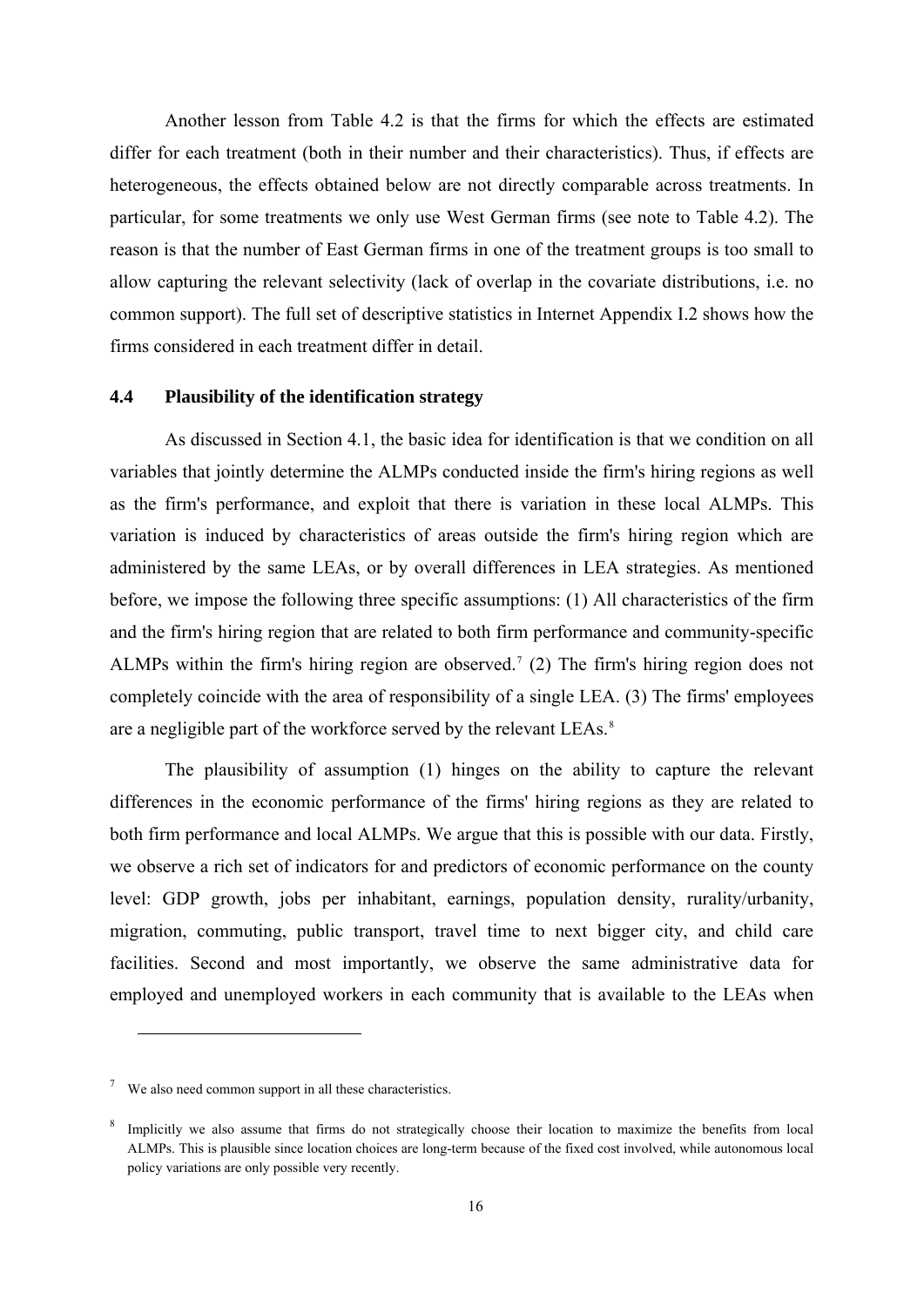Another lesson from Table 4.2 is that the firms for which the effects are estimated differ for each treatment (both in their number and their characteristics). Thus, if effects are heterogeneous, the effects obtained below are not directly comparable across treatments. In particular, for some treatments we only use West German firms (see note to Table 4.2). The reason is that the number of East German firms in one of the treatment groups is too small to allow capturing the relevant selectivity (lack of overlap in the covariate distributions, i.e. no common support). The full set of descriptive statistics in Internet Appendix I.2 shows how the firms considered in each treatment differ in detail.

### 4.4 Plausibility of the identification strategy

As discussed in Section 4.1, the basic idea for identification is that we condition on all variables that jointly determine the ALMPs conducted inside the firm's hiring regions as well as the firm's performance, and exploit that there is variation in these local ALMPs. This variation is induced by characteristics of areas outside the firm's hiring region which are administered by the same LEAs, or by overall differences in LEA strategies. As mentioned before, we impose the following three specific assumptions: (1) All characteristics of the firm and the firm's hiring region that are related to both firm performance and community-specific ALMPs within the firm's hiring region are observed.[7] (2) The firm's hiring region does not completely coincide with the area of responsibility of a single LEA. (3) The firms' employees are a negligible part of the workforce served by the relevant LEAs.[8]

The plausibility of assumption (1) hinges on the ability to capture the relevant differences in the economic performance of the firms' hiring regions as they are related to both firm performance and local ALMPs. We argue that this is possible with our data. Firstly, we observe a rich set of indicators for and predictors of economic performance on the county level: GDP growth, jobs per inhabitant, earnings, population density, rurality/urbanity, migration, commuting, public transport, travel time to next bigger city, and child care facilities. Second and most importantly, we observe the same administrative data for employed and unemployed workers in each community that is available to the LEAs when

---

[7] We also need common support in all these characteristics.

[8] Implicitly we also assume that firms do not strategically choose their location to maximize the benefits from local ALMPs. This is plausible since location choices are long-term because of the fixed cost involved, while autonomous local policy variations are only possible very recently.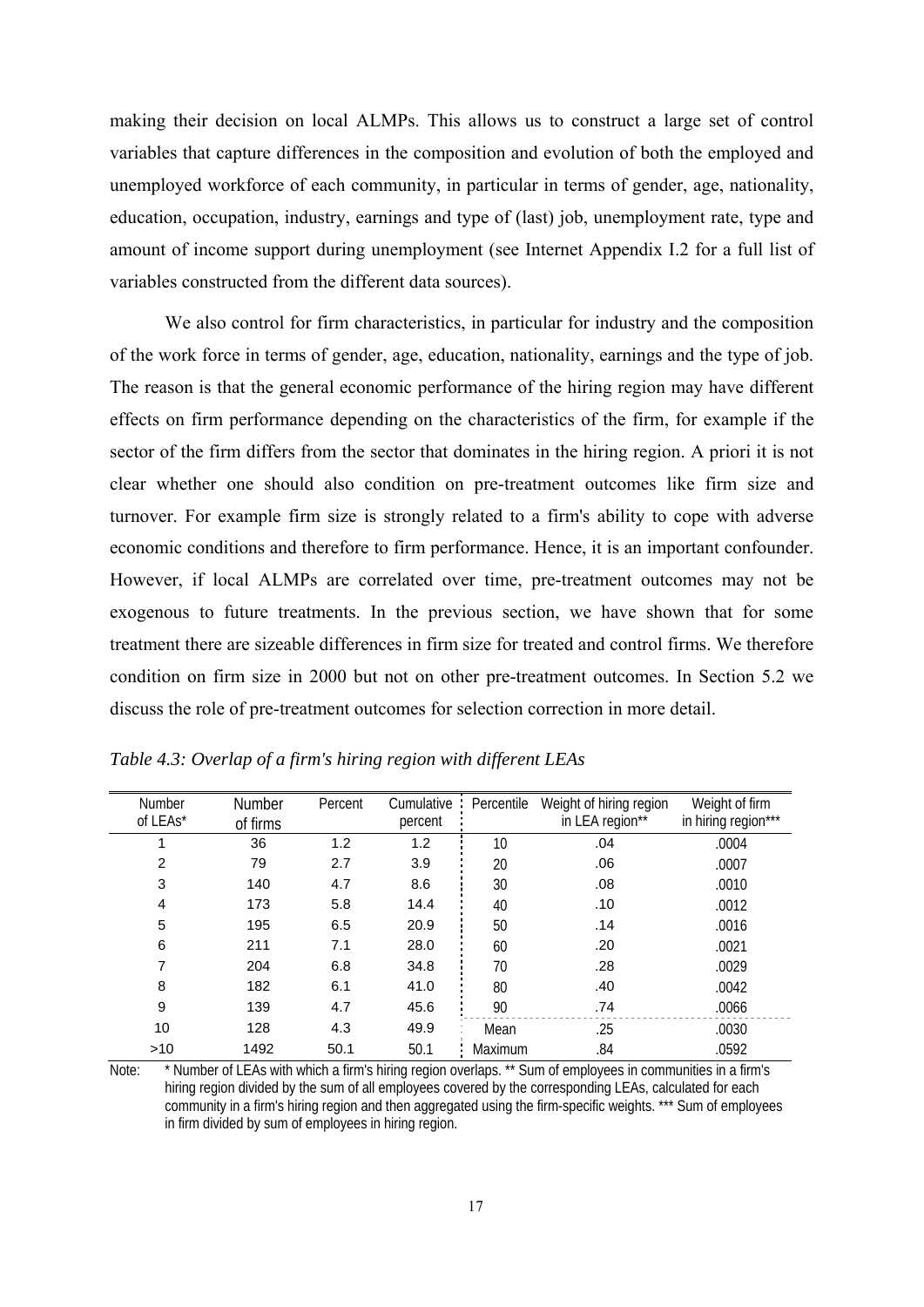making their decision on local ALMPs. This allows us to construct a large set of control variables that capture differences in the composition and evolution of both the employed and unemployed workforce of each community, in particular in terms of gender, age, nationality, education, occupation, industry, earnings and type of (last) job, unemployment rate, type and amount of income support during unemployment (see Internet Appendix I.2 for a full list of variables constructed from the different data sources).

We also control for firm characteristics, in particular for industry and the composition of the work force in terms of gender, age, education, nationality, earnings and the type of job. The reason is that the general economic performance of the hiring region may have different effects on firm performance depending on the characteristics of the firm, for example if the sector of the firm differs from the sector that dominates in the hiring region. A priori it is not clear whether one should also condition on pre-treatment outcomes like firm size and turnover. For example firm size is strongly related to a firm's ability to cope with adverse economic conditions and therefore to firm performance. Hence, it is an important confounder. However, if local ALMPs are correlated over time, pre-treatment outcomes may not be exogenous to future treatments. In the previous section, we have shown that for some treatment there are sizeable differences in firm size for treated and control firms. We therefore condition on firm size in 2000 but not on other pre-treatment outcomes. In Section 5.2 we discuss the role of pre-treatment outcomes for selection correction in more detail.

*Table 4.3: Overlap of a firm's hiring region with different LEAs*

| Number of LEAs* | Number of firms | Percent | Cumulative percent | Percentile | Weight of hiring region in LEA region** | Weight of firm in hiring region*** |
|---|---|---|---|---|---|---|
| 1 | 36 | 1.2 | 1.2 | 10 | .04 | .0004 |
| 2 | 79 | 2.7 | 3.9 | 20 | .06 | .0007 |
| 3 | 140 | 4.7 | 8.6 | 30 | .08 | .0010 |
| 4 | 173 | 5.8 | 14.4 | 40 | .10 | .0012 |
| 5 | 195 | 6.5 | 20.9 | 50 | .14 | .0016 |
| 6 | 211 | 7.1 | 28.0 | 60 | .20 | .0021 |
| 7 | 204 | 6.8 | 34.8 | 70 | .28 | .0029 |
| 8 | 182 | 6.1 | 41.0 | 80 | .40 | .0042 |
| 9 | 139 | 4.7 | 45.6 | 90 | .74 | .0066 |
| 10 | 128 | 4.3 | 49.9 | Mean | .25 | .0030 |
| >10 | 1492 | 50.1 | 50.1 | Maximum | .84 | .0592 |

Note: * Number of LEAs with which a firm's hiring region overlaps. ** Sum of employees in communities in a firm's hiring region divided by the sum of all employees covered by the corresponding LEAs, calculated for each community in a firm's hiring region and then aggregated using the firm-specific weights. *** Sum of employees in firm divided by sum of employees in hiring region.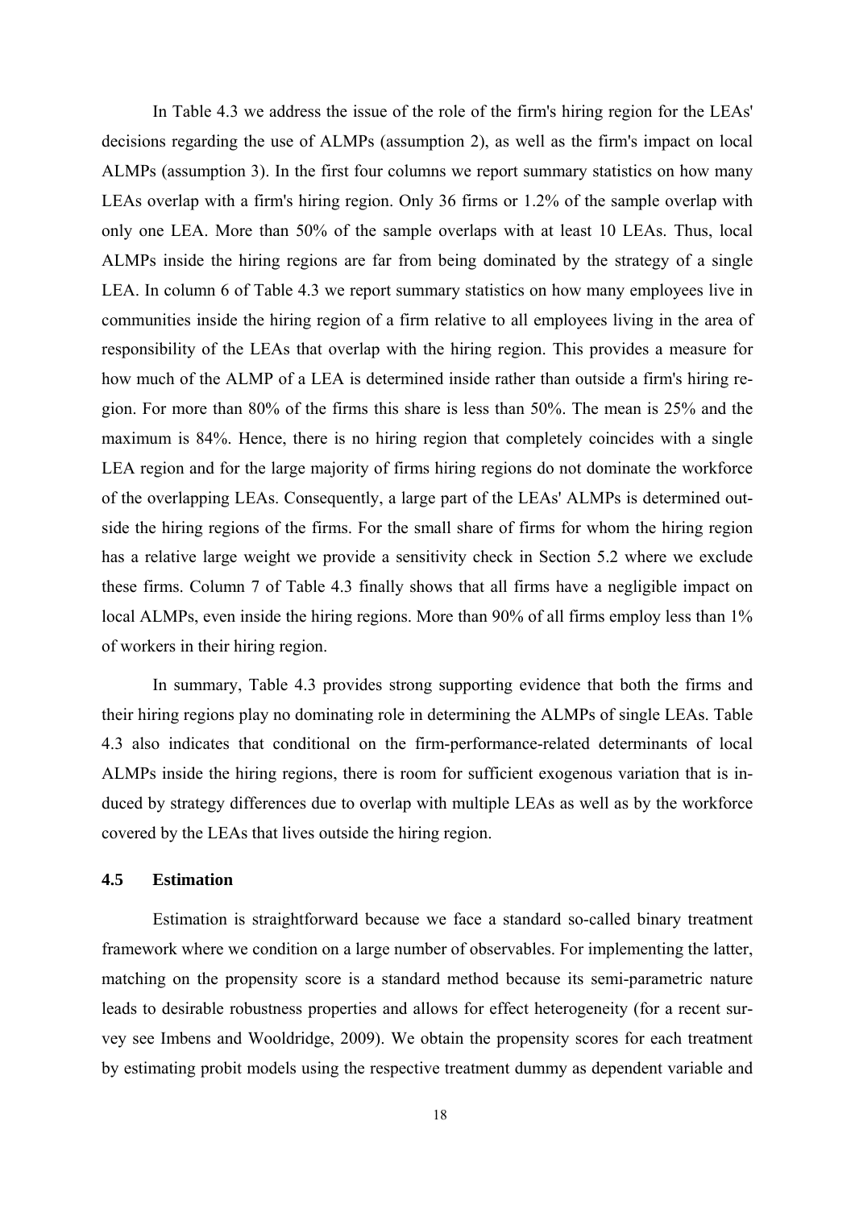In Table 4.3 we address the issue of the role of the firm's hiring region for the LEAs' decisions regarding the use of ALMPs (assumption 2), as well as the firm's impact on local ALMPs (assumption 3). In the first four columns we report summary statistics on how many LEAs overlap with a firm's hiring region. Only 36 firms or 1.2% of the sample overlap with only one LEA. More than 50% of the sample overlaps with at least 10 LEAs. Thus, local ALMPs inside the hiring regions are far from being dominated by the strategy of a single LEA. In column 6 of Table 4.3 we report summary statistics on how many employees live in communities inside the hiring region of a firm relative to all employees living in the area of responsibility of the LEAs that overlap with the hiring region. This provides a measure for how much of the ALMP of a LEA is determined inside rather than outside a firm's hiring region. For more than 80% of the firms this share is less than 50%. The mean is 25% and the maximum is 84%. Hence, there is no hiring region that completely coincides with a single LEA region and for the large majority of firms hiring regions do not dominate the workforce of the overlapping LEAs. Consequently, a large part of the LEAs' ALMPs is determined outside the hiring regions of the firms. For the small share of firms for whom the hiring region has a relative large weight we provide a sensitivity check in Section 5.2 where we exclude these firms. Column 7 of Table 4.3 finally shows that all firms have a negligible impact on local ALMPs, even inside the hiring regions. More than 90% of all firms employ less than 1% of workers in their hiring region.

In summary, Table 4.3 provides strong supporting evidence that both the firms and their hiring regions play no dominating role in determining the ALMPs of single LEAs. Table 4.3 also indicates that conditional on the firm-performance-related determinants of local ALMPs inside the hiring regions, there is room for sufficient exogenous variation that is induced by strategy differences due to overlap with multiple LEAs as well as by the workforce covered by the LEAs that lives outside the hiring region.

### 4.5 Estimation

Estimation is straightforward because we face a standard so-called binary treatment framework where we condition on a large number of observables. For implementing the latter, matching on the propensity score is a standard method because its semi-parametric nature leads to desirable robustness properties and allows for effect heterogeneity (for a recent survey see Imbens and Wooldridge, 2009). We obtain the propensity scores for each treatment by estimating probit models using the respective treatment dummy as dependent variable and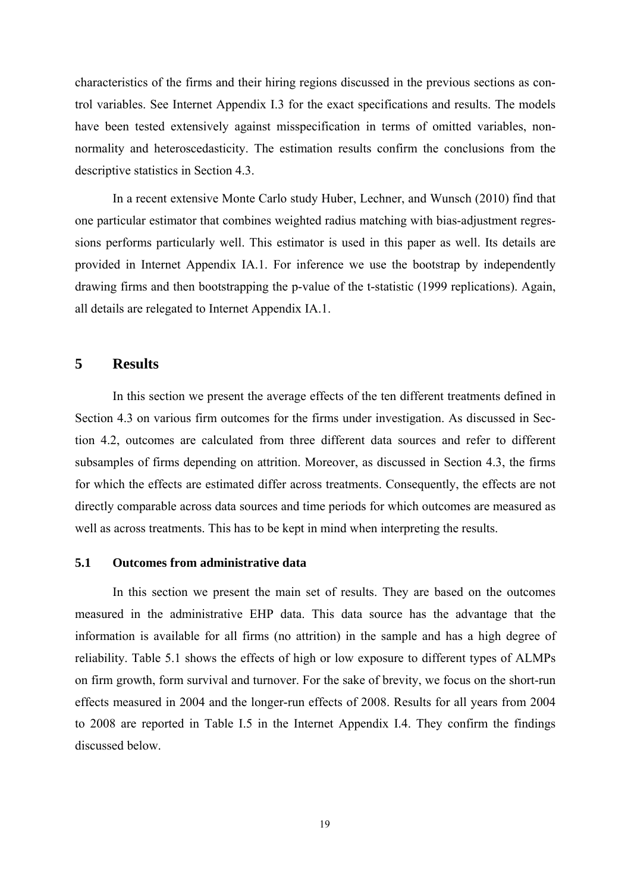characteristics of the firms and their hiring regions discussed in the previous sections as control variables. See Internet Appendix I.3 for the exact specifications and results. The models have been tested extensively against misspecification in terms of omitted variables, non-normality and heteroscedasticity. The estimation results confirm the conclusions from the descriptive statistics in Section 4.3.

In a recent extensive Monte Carlo study Huber, Lechner, and Wunsch (2010) find that one particular estimator that combines weighted radius matching with bias-adjustment regressions performs particularly well. This estimator is used in this paper as well. Its details are provided in Internet Appendix IA.1. For inference we use the bootstrap by independently drawing firms and then bootstrapping the p-value of the t-statistic (1999 replications). Again, all details are relegated to Internet Appendix IA.1.

## 5 Results

In this section we present the average effects of the ten different treatments defined in Section 4.3 on various firm outcomes for the firms under investigation. As discussed in Section 4.2, outcomes are calculated from three different data sources and refer to different subsamples of firms depending on attrition. Moreover, as discussed in Section 4.3, the firms for which the effects are estimated differ across treatments. Consequently, the effects are not directly comparable across data sources and time periods for which outcomes are measured as well as across treatments. This has to be kept in mind when interpreting the results.

### 5.1 Outcomes from administrative data

In this section we present the main set of results. They are based on the outcomes measured in the administrative EHP data. This data source has the advantage that the information is available for all firms (no attrition) in the sample and has a high degree of reliability. Table 5.1 shows the effects of high or low exposure to different types of ALMPs on firm growth, form survival and turnover. For the sake of brevity, we focus on the short-run effects measured in 2004 and the longer-run effects of 2008. Results for all years from 2004 to 2008 are reported in Table I.5 in the Internet Appendix I.4. They confirm the findings discussed below.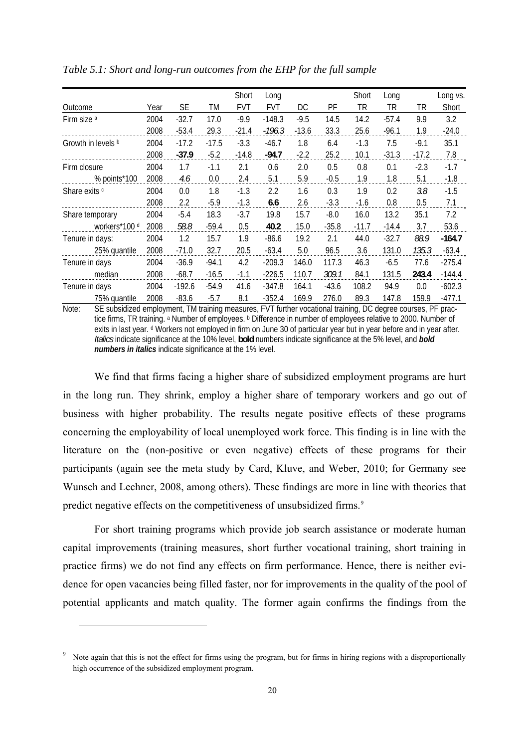*Table 5.1: Short and long-run outcomes from the EHP for the full sample*

| Outcome | Year | SE | TM | Short FVT | Long FVT | DC | PF | Short TR | Long TR | TR | Long vs. Short |
|---|---|---|---|---|---|---|---|---|---|---|---|
| Firm size [a] | 2004 | -32.7 | 17.0 | -9.9 | -148.3 | -9.5 | 14.5 | 14.2 | -57.4 | 9.9 | 3.2 |
| | 2008 | -53.4 | 29.3 | -21.4 | *-196.3* | -13.6 | 33.3 | 25.6 | -96.1 | 1.9 | -24.0 |
| Growth in levels [b] | 2004 | -17.2 | -17.5 | -3.3 | -46.7 | 1.8 | 6.4 | -1.3 | 7.5 | -9.1 | 35.1 |
| | 2008 | **-37.9** | -5.2 | -14.8 | **-94.7** | -2.2 | 25.2 | 10.1 | -31.3 | -17.2 | 7.8 |
| Firm closure | 2004 | 1.7 | -1.1 | 2.1 | 0.6 | 2.0 | 0.5 | 0.8 | 0.1 | -2.3 | -1.7 |
| % points*100 | 2008 | *4.6* | 0.0 | 2.4 | 5.1 | 5.9 | -0.5 | 1.9 | 1.8 | 5.1 | -1.8 |
| Share exits [c] | 2004 | 0.0 | 1.8 | -1.3 | 2.2 | 1.6 | 0.3 | 1.9 | 0.2 | *3.8* | -1.5 |
| | 2008 | 2.2 | -5.9 | -1.3 | **6.6** | 2.6 | -3.3 | -1.6 | 0.8 | 0.5 | 7.1 |
| Share temporary | 2004 | -5.4 | 18.3 | -3.7 | 19.8 | 15.7 | -8.0 | 16.0 | 13.2 | 35.1 | 7.2 |
| workers*100 [d] | 2008 | *58.8* | -59.4 | 0.5 | **40.2** | 15.0 | -35.8 | -11.7 | -14.4 | 3.7 | 53.6 |
| Tenure in days: | 2004 | 1.2 | 15.7 | 1.9 | -86.6 | 19.2 | 2.1 | 44.0 | -32.7 | *88.9* | **-164.7** |
| 25% quantile | 2008 | -71.0 | 32.7 | 20.5 | -63.4 | 5.0 | 96.5 | 3.6 | 131.0 | *135.3* | -63.4 |
| Tenure in days | 2004 | -36.9 | -94.1 | 4.2 | -209.3 | 146.0 | 117.3 | 46.3 | -6.5 | 77.6 | -275.4 |
| median | 2008 | -68.7 | -16.5 | -1.1 | -226.5 | 110.7 | *309.1* | 84.1 | 131.5 | **243.4** | -144.4 |
| Tenure in days | 2004 | -192.6 | -54.9 | 41.6 | -347.8 | 164.1 | -43.6 | 108.2 | 94.9 | 0.0 | -602.3 |
| 75% quantile | 2008 | -83.6 | -5.7 | 8.1 | -352.4 | 169.9 | 276.0 | 89.3 | 147.8 | 159.9 | -477.1 |

Note: SE subsidized employment, TM training measures, FVT further vocational training, DC degree courses, PF practice firms, TR training. [a] Number of employees. [b] Difference in number of employees relative to 2000. Number of exits in last year. [d] Workers not employed in firm on June 30 of particular year but in year before and in year after. *Italics* indicate significance at the 10% level, **bold** numbers indicate significance at the 5% level, and ***bold numbers in italics*** indicate significance at the 1% level.

We find that firms facing a higher share of subsidized employment programs are hurt in the long run. They shrink, employ a higher share of temporary workers and go out of business with higher probability. The results negate positive effects of these programs concerning the employability of local unemployed work force. This finding is in line with the literature on the (non-positive or even negative) effects of these programs for their participants (again see the meta study by Card, Kluve, and Weber, 2010; for Germany see Wunsch and Lechner, 2008, among others). These findings are more in line with theories that predict negative effects on the competitiveness of unsubsidized firms.[9]

For short training programs which provide job search assistance or moderate human capital improvements (training measures, short further vocational training, short training in practice firms) we do not find any effects on firm performance. Hence, there is neither evidence for open vacancies being filled faster, nor for improvements in the quality of the pool of potential applicants and match quality. The former again confirms the findings from the

[9] Note again that this is not the effect for firms using the program, but for firms in hiring regions with a disproportionally high occurrence of the subsidized employment program.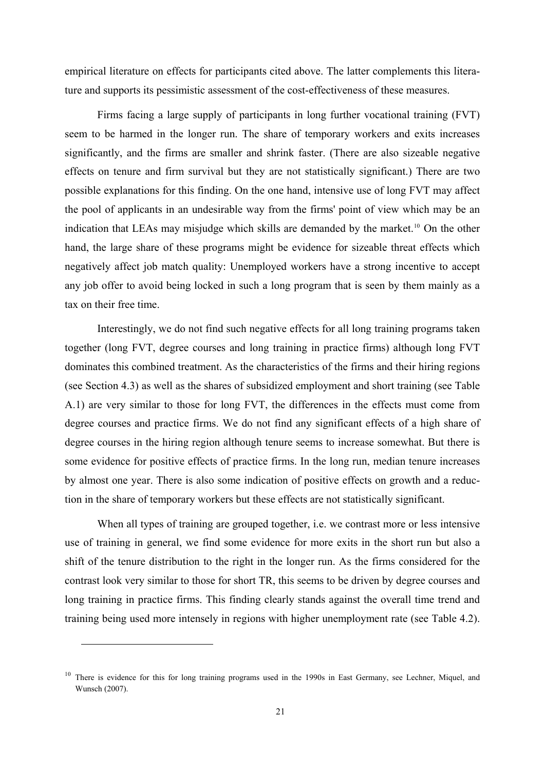empirical literature on effects for participants cited above. The latter complements this literature and supports its pessimistic assessment of the cost-effectiveness of these measures.

Firms facing a large supply of participants in long further vocational training (FVT) seem to be harmed in the longer run. The share of temporary workers and exits increases significantly, and the firms are smaller and shrink faster. (There are also sizeable negative effects on tenure and firm survival but they are not statistically significant.) There are two possible explanations for this finding. On the one hand, intensive use of long FVT may affect the pool of applicants in an undesirable way from the firms' point of view which may be an indication that LEAs may misjudge which skills are demanded by the market.[10] On the other hand, the large share of these programs might be evidence for sizeable threat effects which negatively affect job match quality: Unemployed workers have a strong incentive to accept any job offer to avoid being locked in such a long program that is seen by them mainly as a tax on their free time.

Interestingly, we do not find such negative effects for all long training programs taken together (long FVT, degree courses and long training in practice firms) although long FVT dominates this combined treatment. As the characteristics of the firms and their hiring regions (see Section 4.3) as well as the shares of subsidized employment and short training (see Table A.1) are very similar to those for long FVT, the differences in the effects must come from degree courses and practice firms. We do not find any significant effects of a high share of degree courses in the hiring region although tenure seems to increase somewhat. But there is some evidence for positive effects of practice firms. In the long run, median tenure increases by almost one year. There is also some indication of positive effects on growth and a reduction in the share of temporary workers but these effects are not statistically significant.

When all types of training are grouped together, i.e. we contrast more or less intensive use of training in general, we find some evidence for more exits in the short run but also a shift of the tenure distribution to the right in the longer run. As the firms considered for the contrast look very similar to those for short TR, this seems to be driven by degree courses and long training in practice firms. This finding clearly stands against the overall time trend and training being used more intensely in regions with higher unemployment rate (see Table 4.2).

[10] There is evidence for this for long training programs used in the 1990s in East Germany, see Lechner, Miquel, and Wunsch (2007).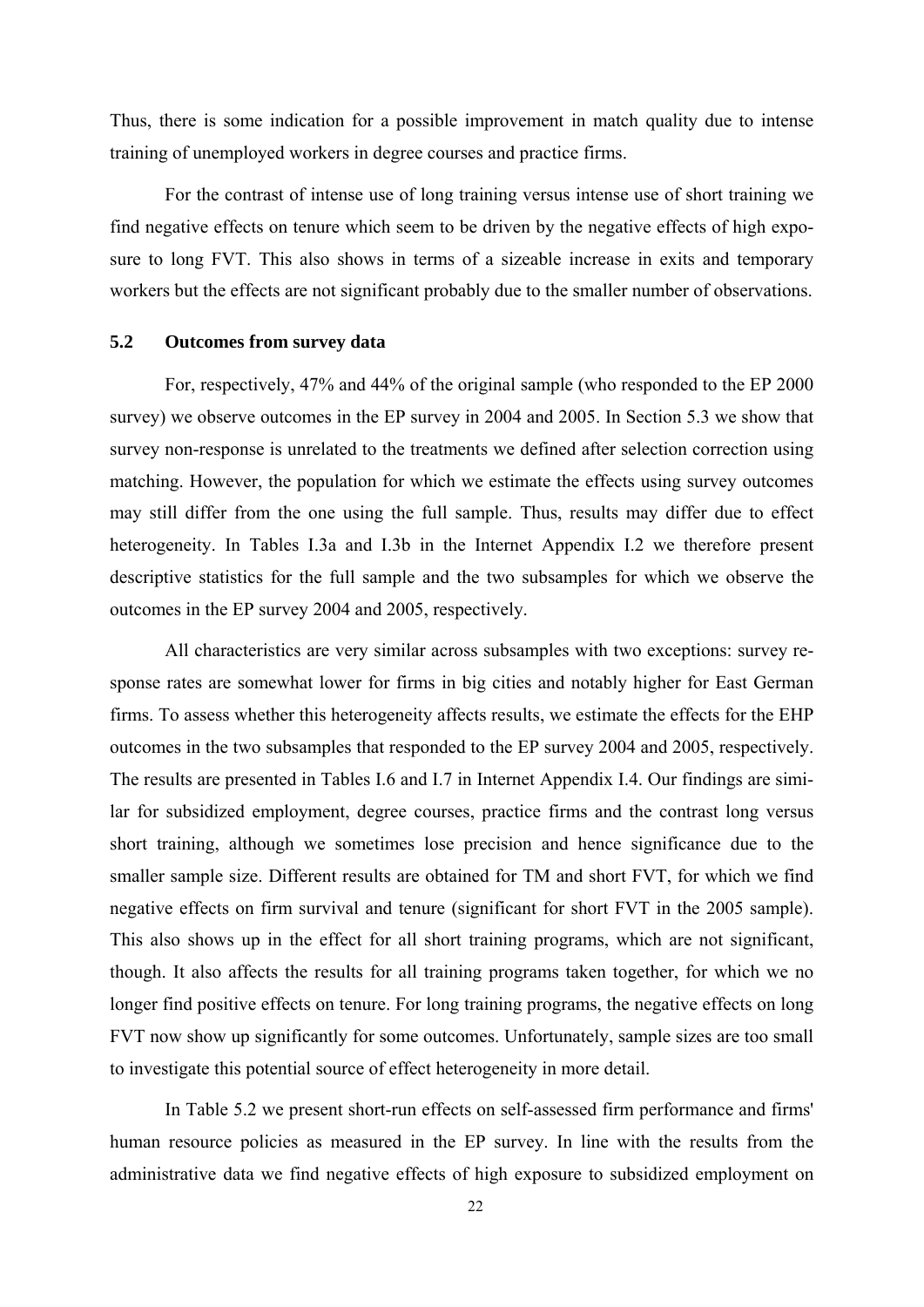Thus, there is some indication for a possible improvement in match quality due to intense training of unemployed workers in degree courses and practice firms.

For the contrast of intense use of long training versus intense use of short training we find negative effects on tenure which seem to be driven by the negative effects of high exposure to long FVT. This also shows in terms of a sizeable increase in exits and temporary workers but the effects are not significant probably due to the smaller number of observations.

### 5.2 Outcomes from survey data

For, respectively, 47% and 44% of the original sample (who responded to the EP 2000 survey) we observe outcomes in the EP survey in 2004 and 2005. In Section 5.3 we show that survey non-response is unrelated to the treatments we defined after selection correction using matching. However, the population for which we estimate the effects using survey outcomes may still differ from the one using the full sample. Thus, results may differ due to effect heterogeneity. In Tables I.3a and I.3b in the Internet Appendix I.2 we therefore present descriptive statistics for the full sample and the two subsamples for which we observe the outcomes in the EP survey 2004 and 2005, respectively.

All characteristics are very similar across subsamples with two exceptions: survey response rates are somewhat lower for firms in big cities and notably higher for East German firms. To assess whether this heterogeneity affects results, we estimate the effects for the EHP outcomes in the two subsamples that responded to the EP survey 2004 and 2005, respectively. The results are presented in Tables I.6 and I.7 in Internet Appendix I.4. Our findings are similar for subsidized employment, degree courses, practice firms and the contrast long versus short training, although we sometimes lose precision and hence significance due to the smaller sample size. Different results are obtained for TM and short FVT, for which we find negative effects on firm survival and tenure (significant for short FVT in the 2005 sample). This also shows up in the effect for all short training programs, which are not significant, though. It also affects the results for all training programs taken together, for which we no longer find positive effects on tenure. For long training programs, the negative effects on long FVT now show up significantly for some outcomes. Unfortunately, sample sizes are too small to investigate this potential source of effect heterogeneity in more detail.

In Table 5.2 we present short-run effects on self-assessed firm performance and firms' human resource policies as measured in the EP survey. In line with the results from the administrative data we find negative effects of high exposure to subsidized employment on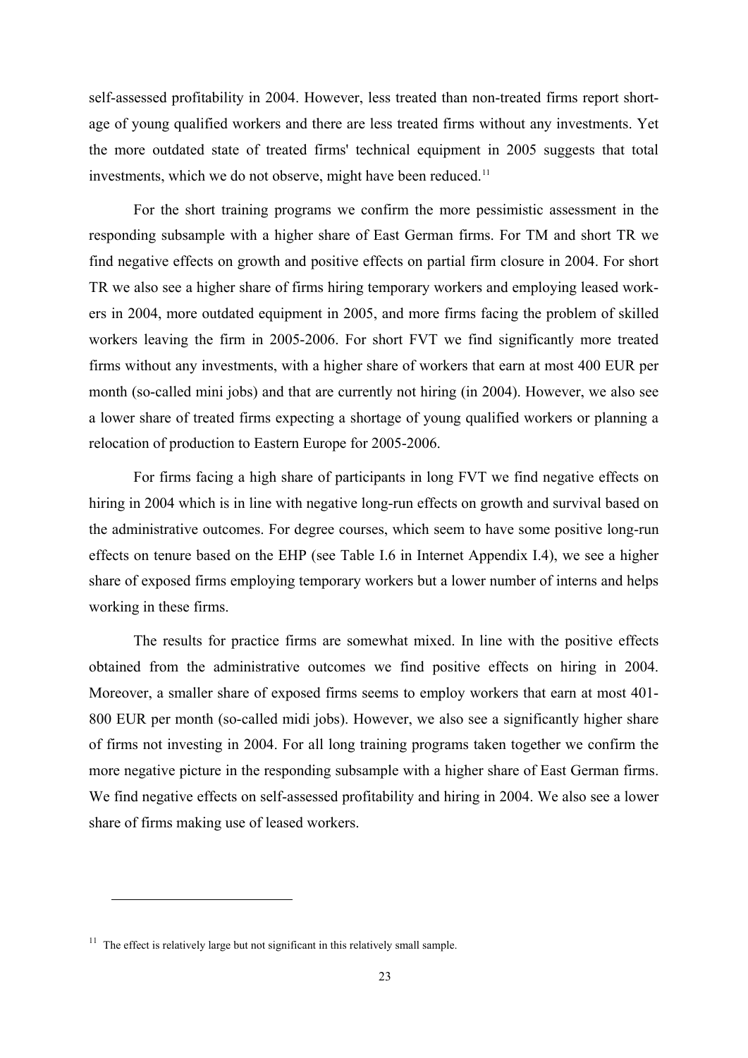self-assessed profitability in 2004. However, less treated than non-treated firms report shortage of young qualified workers and there are less treated firms without any investments. Yet the more outdated state of treated firms' technical equipment in 2005 suggests that total investments, which we do not observe, might have been reduced.[11]

For the short training programs we confirm the more pessimistic assessment in the responding subsample with a higher share of East German firms. For TM and short TR we find negative effects on growth and positive effects on partial firm closure in 2004. For short TR we also see a higher share of firms hiring temporary workers and employing leased workers in 2004, more outdated equipment in 2005, and more firms facing the problem of skilled workers leaving the firm in 2005-2006. For short FVT we find significantly more treated firms without any investments, with a higher share of workers that earn at most 400 EUR per month (so-called mini jobs) and that are currently not hiring (in 2004). However, we also see a lower share of treated firms expecting a shortage of young qualified workers or planning a relocation of production to Eastern Europe for 2005-2006.

For firms facing a high share of participants in long FVT we find negative effects on hiring in 2004 which is in line with negative long-run effects on growth and survival based on the administrative outcomes. For degree courses, which seem to have some positive long-run effects on tenure based on the EHP (see Table I.6 in Internet Appendix I.4), we see a higher share of exposed firms employing temporary workers but a lower number of interns and helps working in these firms.

The results for practice firms are somewhat mixed. In line with the positive effects obtained from the administrative outcomes we find positive effects on hiring in 2004. Moreover, a smaller share of exposed firms seems to employ workers that earn at most 401-800 EUR per month (so-called midi jobs). However, we also see a significantly higher share of firms not investing in 2004. For all long training programs taken together we confirm the more negative picture in the responding subsample with a higher share of East German firms. We find negative effects on self-assessed profitability and hiring in 2004. We also see a lower share of firms making use of leased workers.

[11] The effect is relatively large but not significant in this relatively small sample.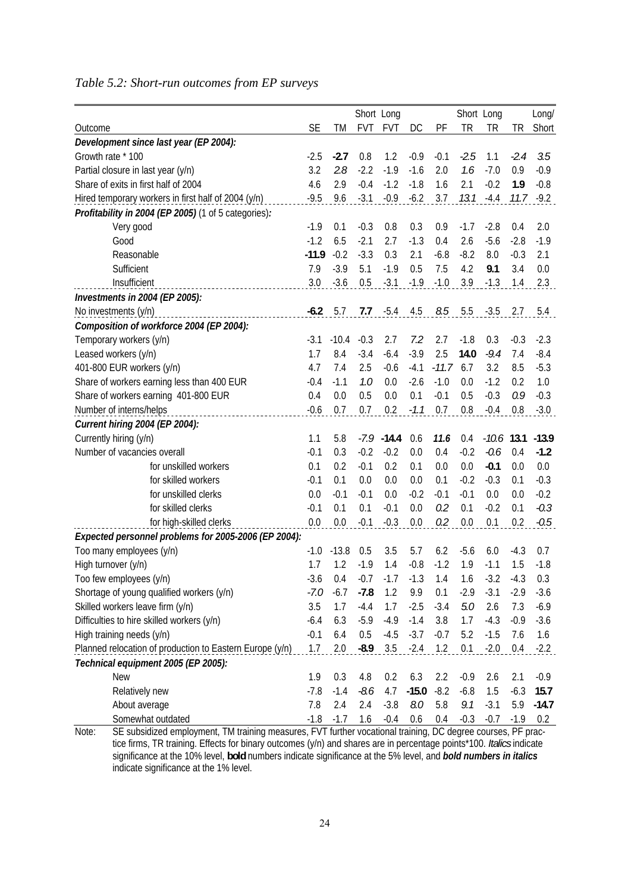*Table 5.2: Short-run outcomes from EP surveys*

| Outcome | SE | TM | Short FVT | Long FVT | DC | PF | Short TR | Long TR | TR | Long/ Short |
|---|---|---|---|---|---|---|---|---|---|---|
| ***Development since last year (EP 2004):*** | | | | | | | | | | |
| Growth rate * 100 | -2.5 | **-2.7** | 0.8 | 1.2 | -0.9 | -0.1 | *-2.5* | 1.1 | *-2.4* | *3.5* |
| Partial closure in last year (y/n) | 3.2 | *2.8* | -2.2 | -1.9 | -1.6 | 2.0 | *1.6* | -7.0 | 0.9 | -0.9 |
| Share of exits in first half of 2004 | 4.6 | 2.9 | -0.4 | -1.2 | -1.8 | 1.6 | 2.1 | -0.2 | **1.9** | -0.8 |
| Hired temporary workers in first half of 2004 (y/n) | -9.5 | 9.6 | -3.1 | -0.9 | -6.2 | 3.7 | *13.1* | -4.4 | *11.7* | -9.2 |
| ***Profitability in 2004 (EP 2005)*** (1 of 5 categories)***:*** | | | | | | | | | | |
| Very good | -1.9 | 0.1 | -0.3 | 0.8 | 0.3 | 0.9 | -1.7 | -2.8 | 0.4 | 2.0 |
| Good | -1.2 | 6.5 | -2.1 | 2.7 | -1.3 | 0.4 | 2.6 | -5.6 | -2.8 | -1.9 |
| Reasonable | **-11.9** | -0.2 | -3.3 | 0.3 | 2.1 | -6.8 | -8.2 | 8.0 | -0.3 | 2.1 |
| Sufficient | 7.9 | -3.9 | 5.1 | -1.9 | 0.5 | 7.5 | 4.2 | **9.1** | 3.4 | 0.0 |
| Insufficient | 3.0 | -3.6 | 0.5 | -3.1 | -1.9 | -1.0 | 3.9 | -1.3 | 1.4 | 2.3 |
| ***Investments in 2004 (EP 2005):*** | | | | | | | | | | |
| No investments (y/n) | **-6.2** | 5.7 | **7.7** | -5.4 | 4.5 | *8.5* | 5.5 | -3.5 | 2.7 | 5.4 |
| ***Composition of workforce 2004 (EP 2004):*** | | | | | | | | | | |
| Temporary workers (y/n) | -3.1 | -10.4 | -0.3 | 2.7 | *7.2* | 2.7 | -1.8 | 0.3 | -0.3 | -2.3 |
| Leased workers (y/n) | 1.7 | 8.4 | -3.4 | -6.4 | -3.9 | 2.5 | **14.0** | *-9.4* | 7.4 | -8.4 |
| 401-800 EUR workers (y/n) | 4.7 | 7.4 | 2.5 | -0.6 | -4.1 | *-11.7* | 6.7 | 3.2 | 8.5 | -5.3 |
| Share of workers earning less than 400 EUR | -0.4 | -1.1 | *1.0* | 0.0 | -2.6 | -1.0 | 0.0 | -1.2 | 0.2 | 1.0 |
| Share of workers earning 401-800 EUR | 0.4 | 0.0 | 0.5 | 0.0 | 0.1 | -0.1 | 0.5 | -0.3 | *0.9* | -0.3 |
| Number of interns/helps | -0.6 | 0.7 | 0.7 | 0.2 | *-1.1* | 0.7 | 0.8 | -0.4 | 0.8 | -3.0 |
| ***Current hiring 2004 (EP 2004):*** | | | | | | | | | | |
| Currently hiring (y/n) | 1.1 | 5.8 | *-7.9* | ***-14.4*** | 0.6 | ***11.6*** | 0.4 | *-10.6* | **13.1** | ***-13.9*** |
| Number of vacancies overall | -0.1 | 0.3 | -0.2 | -0.2 | 0.0 | 0.4 | -0.2 | *-0.6* | 0.4 | **-1.2** |
| for unskilled workers | 0.1 | 0.2 | -0.1 | 0.2 | 0.1 | 0.0 | 0.0 | **-0.1** | 0.0 | 0.0 |
| for skilled workers | -0.1 | 0.1 | 0.0 | 0.0 | 0.0 | 0.1 | -0.2 | -0.3 | 0.1 | -0.3 |
| for unskilled clerks | 0.0 | -0.1 | -0.1 | 0.0 | -0.2 | -0.1 | -0.1 | 0.0 | 0.0 | -0.2 |
| for skilled clerks | -0.1 | 0.1 | 0.1 | -0.1 | 0.0 | *0.2* | 0.1 | -0.2 | 0.1 | *-0.3* |
| for high-skilled clerks | 0.0 | 0.0 | -0.1 | -0.3 | 0.0 | *0.2* | 0.0 | 0.1 | 0.2 | *-0.5* |
| ***Expected personnel problems for 2005-2006 (EP 2004):*** | | | | | | | | | | |
| Too many employees (y/n) | -1.0 | -13.8 | 0.5 | 3.5 | 5.7 | 6.2 | -5.6 | 6.0 | -4.3 | 0.7 |
| High turnover (y/n) | 1.7 | 1.2 | -1.9 | 1.4 | -0.8 | -1.2 | 1.9 | -1.1 | 1.5 | -1.8 |
| Too few employees (y/n) | -3.6 | 0.4 | -0.7 | -1.7 | -1.3 | 1.4 | 1.6 | -3.2 | -4.3 | 0.3 |
| Shortage of young qualified workers (y/n) | *-7.0* | -6.7 | **-7.8** | 1.2 | 9.9 | 0.1 | -2.9 | -3.1 | -2.9 | -3.6 |
| Skilled workers leave firm (y/n) | 3.5 | 1.7 | -4.4 | 1.7 | -2.5 | -3.4 | *5.0* | 2.6 | 7.3 | -6.9 |
| Difficulties to hire skilled workers (y/n) | -6.4 | 6.3 | -5.9 | -4.9 | -1.4 | 3.8 | 1.7 | -4.3 | -0.9 | -3.6 |
| High training needs (y/n) | -0.1 | 6.4 | 0.5 | -4.5 | -3.7 | -0.7 | 5.2 | -1.5 | 7.6 | 1.6 |
| Planned relocation of production to Eastern Europe (y/n) | 1.7 | 2.0 | **-8.9** | 3.5 | -2.4 | 1.2 | 0.1 | -2.0 | 0.4 | -2.2 |
| ***Technical equipment 2005 (EP 2005):*** | | | | | | | | | | |
| New | 1.9 | 0.3 | 4.8 | 0.2 | 6.3 | 2.2 | -0.9 | 2.6 | 2.1 | -0.9 |
| Relatively new | -7.8 | -1.4 | *-8.6* | 4.7 | **-15.0** | -8.2 | -6.8 | 1.5 | -6.3 | **15.7** |
| About average | 7.8 | 2.4 | 2.4 | -3.8 | *8.0* | 5.8 | *9.1* | -3.1 | 5.9 | **-14.7** |
| Somewhat outdated | -1.8 | -1.7 | 1.6 | -0.4 | 0.6 | 0.4 | -0.3 | -0.7 | -1.9 | 0.2 |

Note: SE subsidized employment, TM training measures, FVT further vocational training, DC degree courses, PF practice firms, TR training. Effects for binary outcomes (y/n) and shares are in percentage points*100. *Italics* indicate significance at the 10% level, **bold** numbers indicate significance at the 5% level, and ***bold numbers in italics*** indicate significance at the 1% level.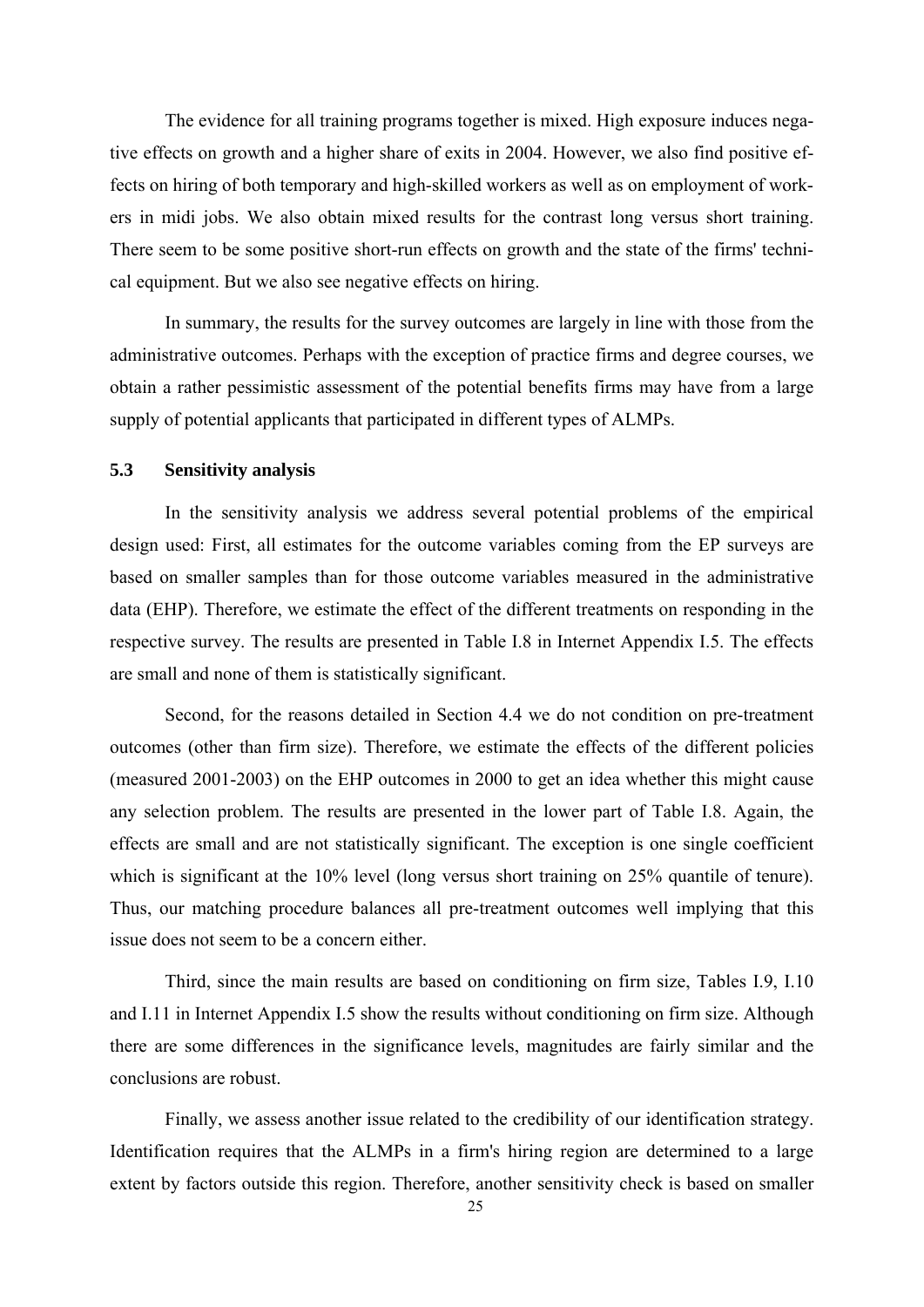The evidence for all training programs together is mixed. High exposure induces negative effects on growth and a higher share of exits in 2004. However, we also find positive effects on hiring of both temporary and high-skilled workers as well as on employment of workers in midi jobs. We also obtain mixed results for the contrast long versus short training. There seem to be some positive short-run effects on growth and the state of the firms' technical equipment. But we also see negative effects on hiring.

In summary, the results for the survey outcomes are largely in line with those from the administrative outcomes. Perhaps with the exception of practice firms and degree courses, we obtain a rather pessimistic assessment of the potential benefits firms may have from a large supply of potential applicants that participated in different types of ALMPs.

### 5.3 Sensitivity analysis

In the sensitivity analysis we address several potential problems of the empirical design used: First, all estimates for the outcome variables coming from the EP surveys are based on smaller samples than for those outcome variables measured in the administrative data (EHP). Therefore, we estimate the effect of the different treatments on responding in the respective survey. The results are presented in Table I.8 in Internet Appendix I.5. The effects are small and none of them is statistically significant.

Second, for the reasons detailed in Section 4.4 we do not condition on pre-treatment outcomes (other than firm size). Therefore, we estimate the effects of the different policies (measured 2001-2003) on the EHP outcomes in 2000 to get an idea whether this might cause any selection problem. The results are presented in the lower part of Table I.8. Again, the effects are small and are not statistically significant. The exception is one single coefficient which is significant at the 10% level (long versus short training on 25% quantile of tenure). Thus, our matching procedure balances all pre-treatment outcomes well implying that this issue does not seem to be a concern either.

Third, since the main results are based on conditioning on firm size, Tables I.9, I.10 and I.11 in Internet Appendix I.5 show the results without conditioning on firm size. Although there are some differences in the significance levels, magnitudes are fairly similar and the conclusions are robust.

Finally, we assess another issue related to the credibility of our identification strategy. Identification requires that the ALMPs in a firm's hiring region are determined to a large extent by factors outside this region. Therefore, another sensitivity check is based on smaller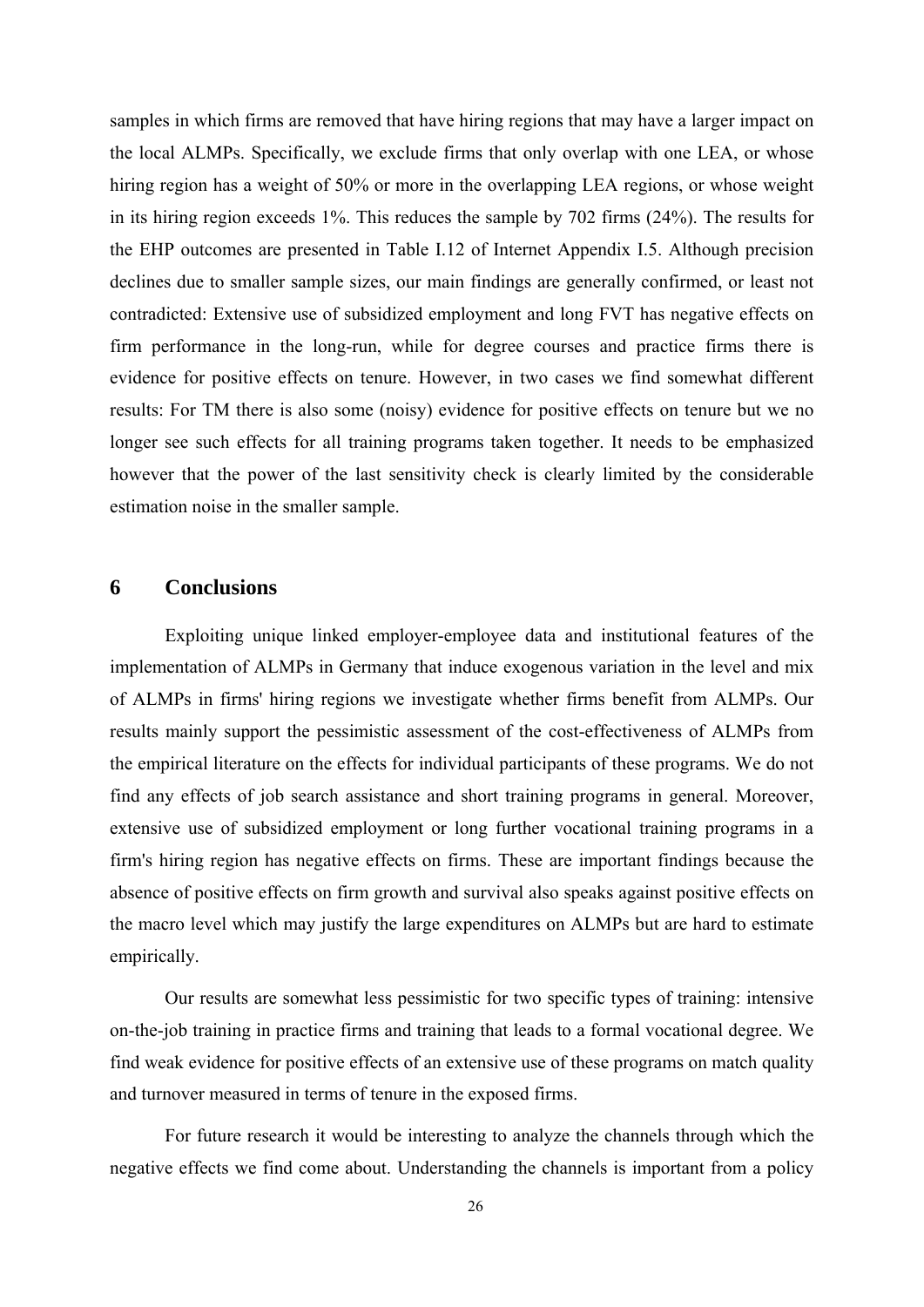samples in which firms are removed that have hiring regions that may have a larger impact on the local ALMPs. Specifically, we exclude firms that only overlap with one LEA, or whose hiring region has a weight of 50% or more in the overlapping LEA regions, or whose weight in its hiring region exceeds 1%. This reduces the sample by 702 firms (24%). The results for the EHP outcomes are presented in Table I.12 of Internet Appendix I.5. Although precision declines due to smaller sample sizes, our main findings are generally confirmed, or least not contradicted: Extensive use of subsidized employment and long FVT has negative effects on firm performance in the long-run, while for degree courses and practice firms there is evidence for positive effects on tenure. However, in two cases we find somewhat different results: For TM there is also some (noisy) evidence for positive effects on tenure but we no longer see such effects for all training programs taken together. It needs to be emphasized however that the power of the last sensitivity check is clearly limited by the considerable estimation noise in the smaller sample.

## 6 Conclusions

Exploiting unique linked employer-employee data and institutional features of the implementation of ALMPs in Germany that induce exogenous variation in the level and mix of ALMPs in firms' hiring regions we investigate whether firms benefit from ALMPs. Our results mainly support the pessimistic assessment of the cost-effectiveness of ALMPs from the empirical literature on the effects for individual participants of these programs. We do not find any effects of job search assistance and short training programs in general. Moreover, extensive use of subsidized employment or long further vocational training programs in a firm's hiring region has negative effects on firms. These are important findings because the absence of positive effects on firm growth and survival also speaks against positive effects on the macro level which may justify the large expenditures on ALMPs but are hard to estimate empirically.

Our results are somewhat less pessimistic for two specific types of training: intensive on-the-job training in practice firms and training that leads to a formal vocational degree. We find weak evidence for positive effects of an extensive use of these programs on match quality and turnover measured in terms of tenure in the exposed firms.

For future research it would be interesting to analyze the channels through which the negative effects we find come about. Understanding the channels is important from a policy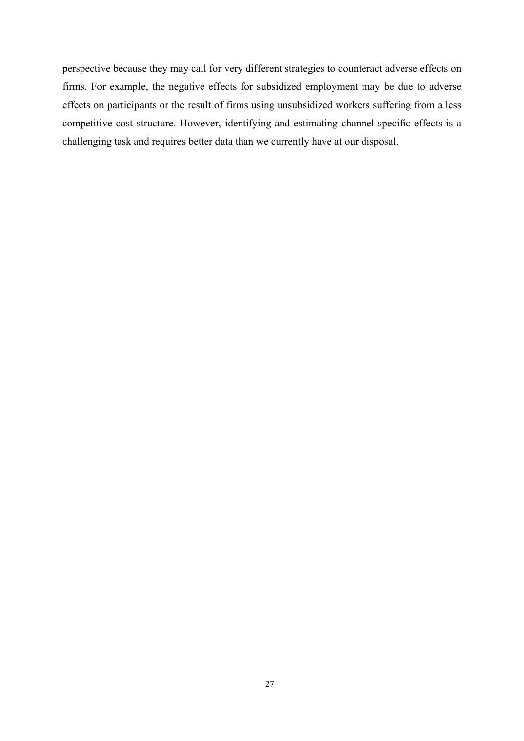perspective because they may call for very different strategies to counteract adverse effects on firms. For example, the negative effects for subsidized employment may be due to adverse effects on participants or the result of firms using unsubsidized workers suffering from a less competitive cost structure. However, identifying and estimating channel-specific effects is a challenging task and requires better data than we currently have at our disposal.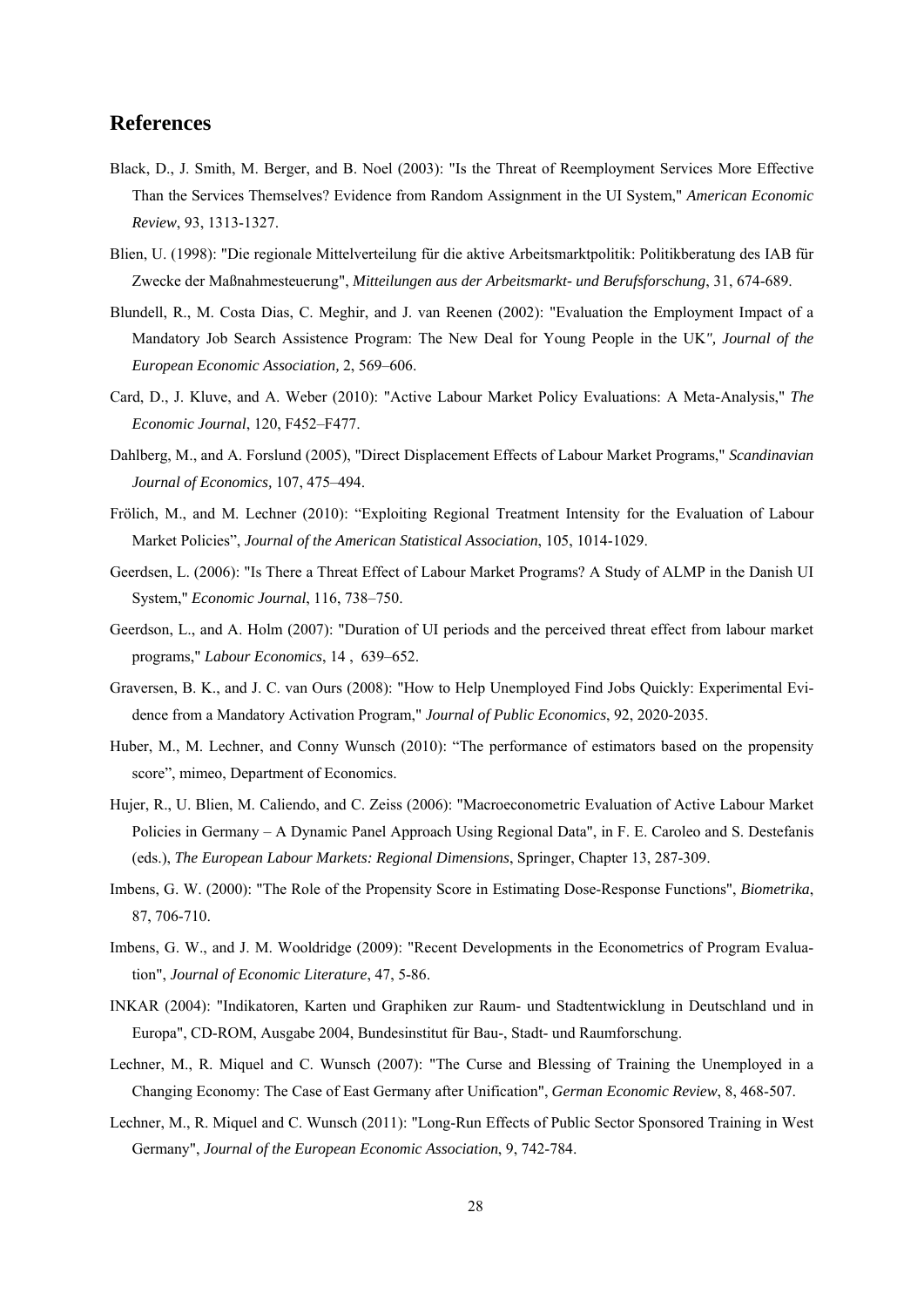## References

Black, D., J. Smith, M. Berger, and B. Noel (2003): "Is the Threat of Reemployment Services More Effective Than the Services Themselves? Evidence from Random Assignment in the UI System," *American Economic Review*, 93, 1313-1327.

Blien, U. (1998): "Die regionale Mittelverteilung für die aktive Arbeitsmarktpolitik: Politikberatung des IAB für Zwecke der Maßnahmesteuerung", *Mitteilungen aus der Arbeitsmarkt- und Berufsforschung*, 31, 674-689.

Blundell, R., M. Costa Dias, C. Meghir, and J. van Reenen (2002): "Evaluation the Employment Impact of a Mandatory Job Search Assistence Program: The New Deal for Young People in the UK*", Journal of the European Economic Association,* 2, 569–606.

Card, D., J. Kluve, and A. Weber (2010): "Active Labour Market Policy Evaluations: A Meta-Analysis," *The Economic Journal*, 120, F452–F477.

Dahlberg, M., and A. Forslund (2005), "Direct Displacement Effects of Labour Market Programs," *Scandinavian Journal of Economics,* 107, 475–494.

Frölich, M., and M. Lechner (2010): "Exploiting Regional Treatment Intensity for the Evaluation of Labour Market Policies", *Journal of the American Statistical Association*, 105, 1014-1029.

Geerdsen, L. (2006): "Is There a Threat Effect of Labour Market Programs? A Study of ALMP in the Danish UI System," *Economic Journal*, 116, 738–750.

Geerdson, L., and A. Holm (2007): "Duration of UI periods and the perceived threat effect from labour market programs," *Labour Economics*, 14 , 639–652.

Graversen, B. K., and J. C. van Ours (2008): "How to Help Unemployed Find Jobs Quickly: Experimental Evidence from a Mandatory Activation Program," *Journal of Public Economics*, 92, 2020-2035.

Huber, M., M. Lechner, and Conny Wunsch (2010): "The performance of estimators based on the propensity score", mimeo, Department of Economics.

Hujer, R., U. Blien, M. Caliendo, and C. Zeiss (2006): "Macroeconometric Evaluation of Active Labour Market Policies in Germany – A Dynamic Panel Approach Using Regional Data", in F. E. Caroleo and S. Destefanis (eds.), *The European Labour Markets: Regional Dimensions*, Springer, Chapter 13, 287-309.

Imbens, G. W. (2000): "The Role of the Propensity Score in Estimating Dose-Response Functions", *Biometrika*, 87, 706-710.

Imbens, G. W., and J. M. Wooldridge (2009): "Recent Developments in the Econometrics of Program Evaluation", *Journal of Economic Literature*, 47, 5-86.

INKAR (2004): "Indikatoren, Karten und Graphiken zur Raum- und Stadtentwicklung in Deutschland und in Europa", CD-ROM, Ausgabe 2004, Bundesinstitut für Bau-, Stadt- und Raumforschung.

Lechner, M., R. Miquel and C. Wunsch (2007): "The Curse and Blessing of Training the Unemployed in a Changing Economy: The Case of East Germany after Unification", *German Economic Review*, 8, 468-507.

Lechner, M., R. Miquel and C. Wunsch (2011): "Long-Run Effects of Public Sector Sponsored Training in West Germany", *Journal of the European Economic Association*, 9, 742-784.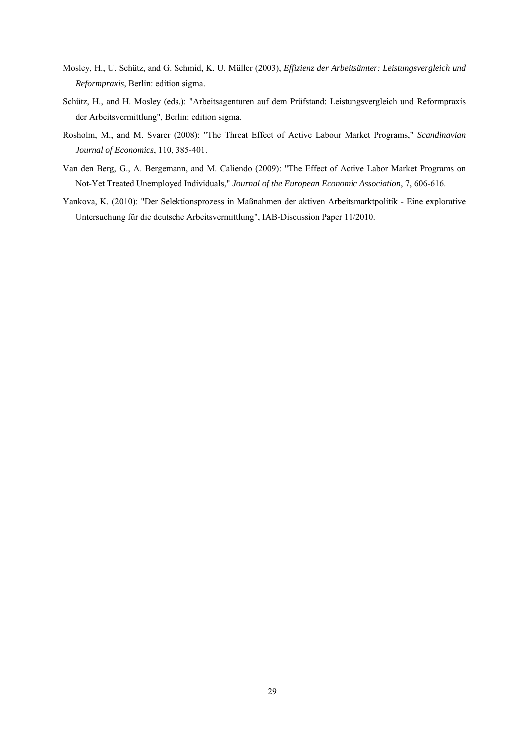Mosley, H., U. Schütz, and G. Schmid, K. U. Müller (2003), *Effizienz der Arbeitsämter: Leistungsvergleich und Reformpraxis*, Berlin: edition sigma.

Schütz, H., and H. Mosley (eds.): "Arbeitsagenturen auf dem Prüfstand: Leistungsvergleich und Reformpraxis der Arbeitsvermittlung", Berlin: edition sigma.

Rosholm, M., and M. Svarer (2008): "The Threat Effect of Active Labour Market Programs," *Scandinavian Journal of Economics*, 110, 385-401.

Van den Berg, G., A. Bergemann, and M. Caliendo (2009): "The Effect of Active Labor Market Programs on Not-Yet Treated Unemployed Individuals," *Journal of the European Economic Association*, 7, 606-616.

Yankova, K. (2010): "Der Selektionsprozess in Maßnahmen der aktiven Arbeitsmarktpolitik - Eine explorative Untersuchung für die deutsche Arbeitsvermittlung", IAB-Discussion Paper 11/2010.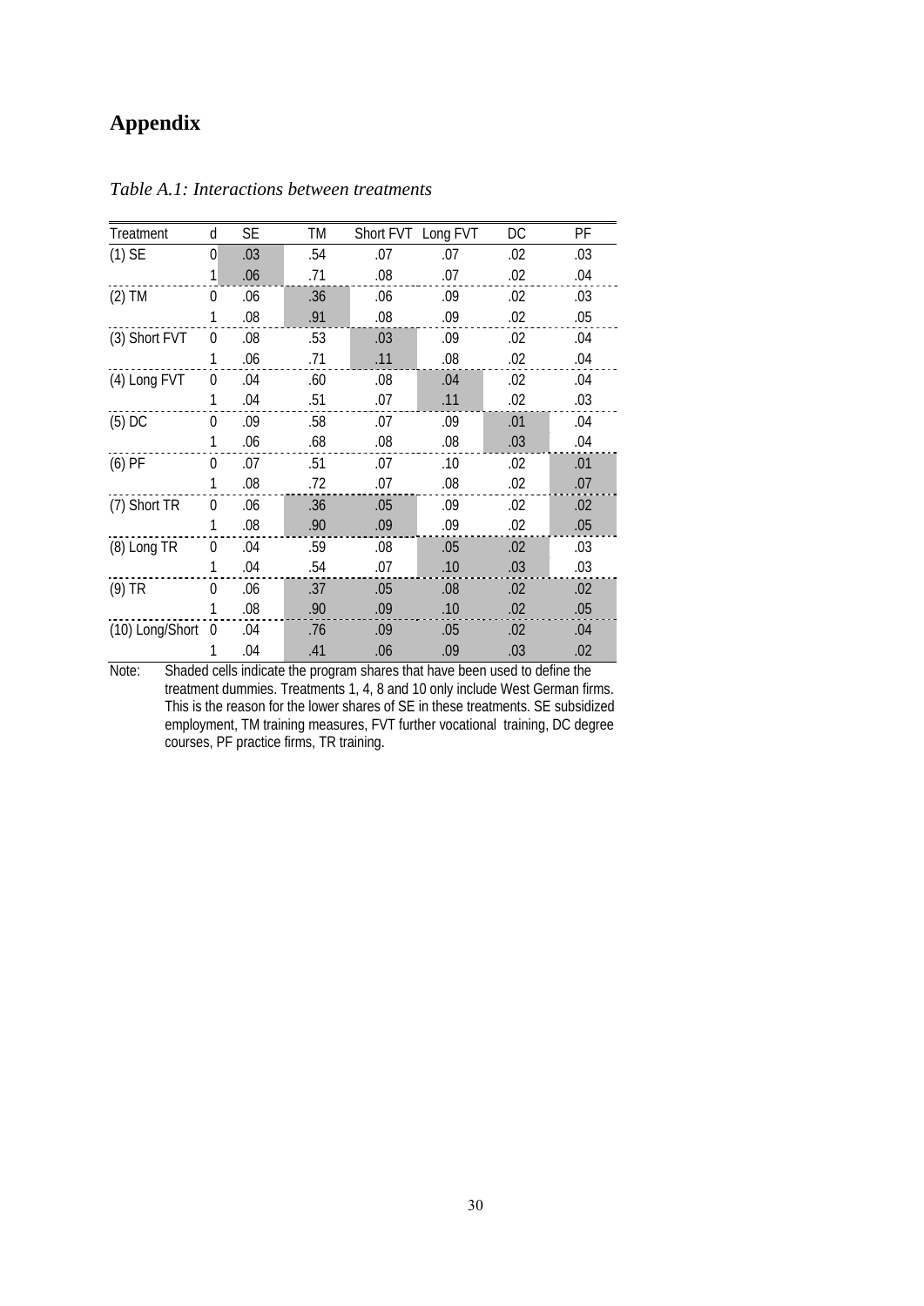# Appendix

*Table A.1: Interactions between treatments*

| Treatment | d | SE | TM | Short FVT | Long FVT | DC | PF |
|---|---|---|---|---|---|---|---|
| (1) SE | 0 | .03 | .54 | .07 | .07 | .02 | .03 |
| | 1 | .06 | .71 | .08 | .07 | .02 | .04 |
| (2) TM | 0 | .06 | .36 | .06 | .09 | .02 | .03 |
| | 1 | .08 | .91 | .08 | .09 | .02 | .05 |
| (3) Short FVT | 0 | .08 | .53 | .03 | .09 | .02 | .04 |
| | 1 | .06 | .71 | .11 | .08 | .02 | .04 |
| (4) Long FVT | 0 | .04 | .60 | .08 | .04 | .02 | .04 |
| | 1 | .04 | .51 | .07 | .11 | .02 | .03 |
| (5) DC | 0 | .09 | .58 | .07 | .09 | .01 | .04 |
| | 1 | .06 | .68 | .08 | .08 | .03 | .04 |
| (6) PF | 0 | .07 | .51 | .07 | .10 | .02 | .01 |
| | 1 | .08 | .72 | .07 | .08 | .02 | .07 |
| (7) Short TR | 0 | .06 | .36 | .05 | .09 | .02 | .02 |
| | 1 | .08 | .90 | .09 | .09 | .02 | .05 |
| (8) Long TR | 0 | .04 | .59 | .08 | .05 | .02 | .03 |
| | 1 | .04 | .54 | .07 | .10 | .03 | .03 |
| (9) TR | 0 | .06 | .37 | .05 | .08 | .02 | .02 |
| | 1 | .08 | .90 | .09 | .10 | .02 | .05 |
| (10) Long/Short | 0 | .04 | .76 | .09 | .05 | .02 | .04 |
| | 1 | .04 | .41 | .06 | .09 | .03 | .02 |

Note: Shaded cells indicate the program shares that have been used to define the treatment dummies. Treatments 1, 4, 8 and 10 only include West German firms. This is the reason for the lower shares of SE in these treatments. SE subsidized employment, TM training measures, FVT further vocational training, DC degree courses, PF practice firms, TR training.